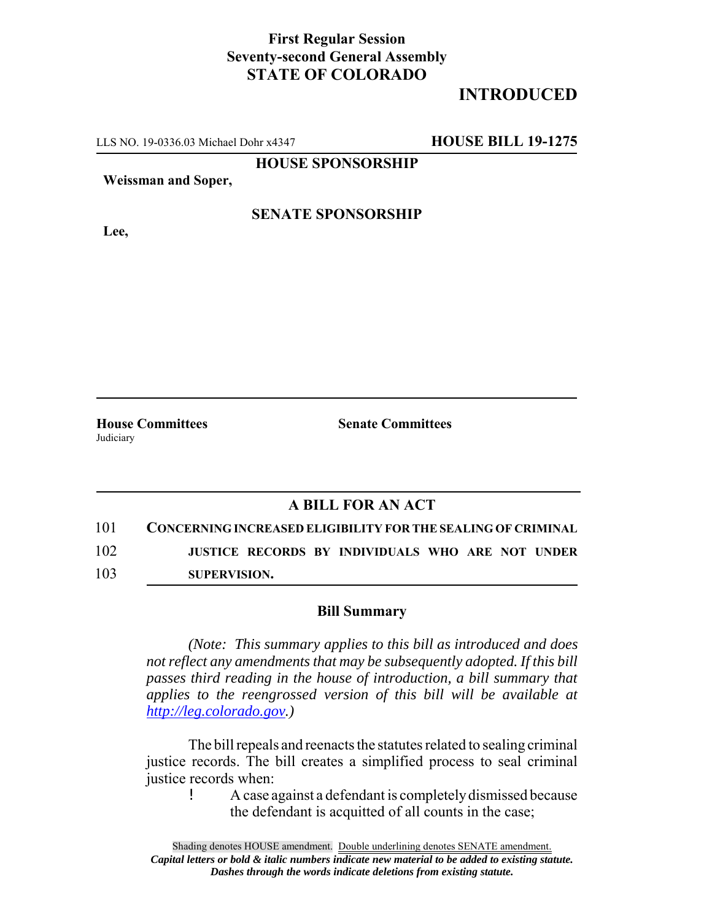**First Regular Session**
**Seventy-second General Assembly**
**STATE OF COLORADO**

**INTRODUCED**

LLS NO. 19-0336.03 Michael Dohr x4347 **HOUSE BILL 19-1275**

**HOUSE SPONSORSHIP**

**Weissman and Soper,**

**SENATE SPONSORSHIP**

**Lee,**

**House Committees**
Judiciary

**Senate Committees**

## A BILL FOR AN ACT

101 **CONCERNING INCREASED ELIGIBILITY FOR THE SEALING OF CRIMINAL**
102 **JUSTICE RECORDS BY INDIVIDUALS WHO ARE NOT UNDER**
103 **SUPERVISION.**

### Bill Summary

*(Note: This summary applies to this bill as introduced and does not reflect any amendments that may be subsequently adopted. If this bill passes third reading in the house of introduction, a bill summary that applies to the reengrossed version of this bill will be available at http://leg.colorado.gov.)*

The bill repeals and reenacts the statutes related to sealing criminal justice records. The bill creates a simplified process to seal criminal justice records when:

- A case against a defendant is completely dismissed because the defendant is acquitted of all counts in the case;

Shading denotes HOUSE amendment. Double underlining denotes SENATE amendment.
*Capital letters or bold & italic numbers indicate new material to be added to existing statute.*
*Dashes through the words indicate deletions from existing statute.*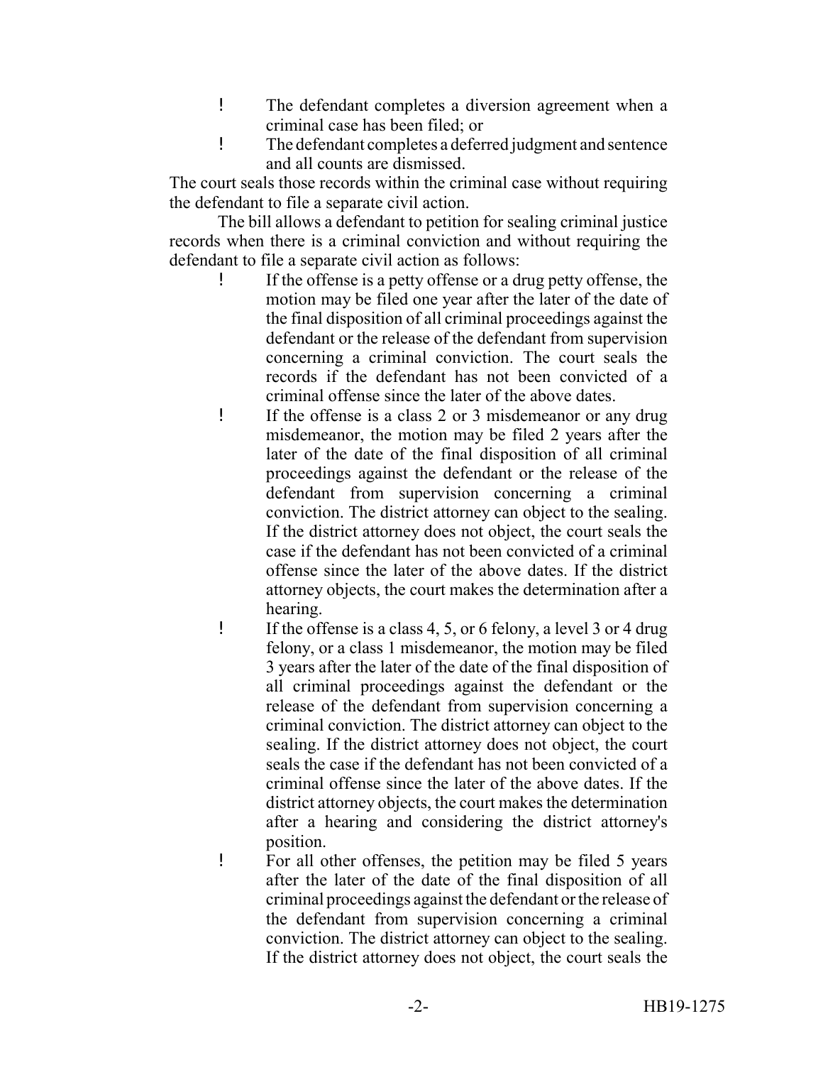- The defendant completes a diversion agreement when a criminal case has been filed; or
- The defendant completes a deferred judgment and sentence and all counts are dismissed.

The court seals those records within the criminal case without requiring the defendant to file a separate civil action.

The bill allows a defendant to petition for sealing criminal justice records when there is a criminal conviction and without requiring the defendant to file a separate civil action as follows:

- If the offense is a petty offense or a drug petty offense, the motion may be filed one year after the later of the date of the final disposition of all criminal proceedings against the defendant or the release of the defendant from supervision concerning a criminal conviction. The court seals the records if the defendant has not been convicted of a criminal offense since the later of the above dates.
- If the offense is a class 2 or 3 misdemeanor or any drug misdemeanor, the motion may be filed 2 years after the later of the date of the final disposition of all criminal proceedings against the defendant or the release of the defendant from supervision concerning a criminal conviction. The district attorney can object to the sealing. If the district attorney does not object, the court seals the case if the defendant has not been convicted of a criminal offense since the later of the above dates. If the district attorney objects, the court makes the determination after a hearing.
- If the offense is a class 4, 5, or 6 felony, a level 3 or 4 drug felony, or a class 1 misdemeanor, the motion may be filed 3 years after the later of the date of the final disposition of all criminal proceedings against the defendant or the release of the defendant from supervision concerning a criminal conviction. The district attorney can object to the sealing. If the district attorney does not object, the court seals the case if the defendant has not been convicted of a criminal offense since the later of the above dates. If the district attorney objects, the court makes the determination after a hearing and considering the district attorney's position.
- For all other offenses, the petition may be filed 5 years after the later of the date of the final disposition of all criminal proceedings against the defendant or the release of the defendant from supervision concerning a criminal conviction. The district attorney can object to the sealing. If the district attorney does not object, the court seals the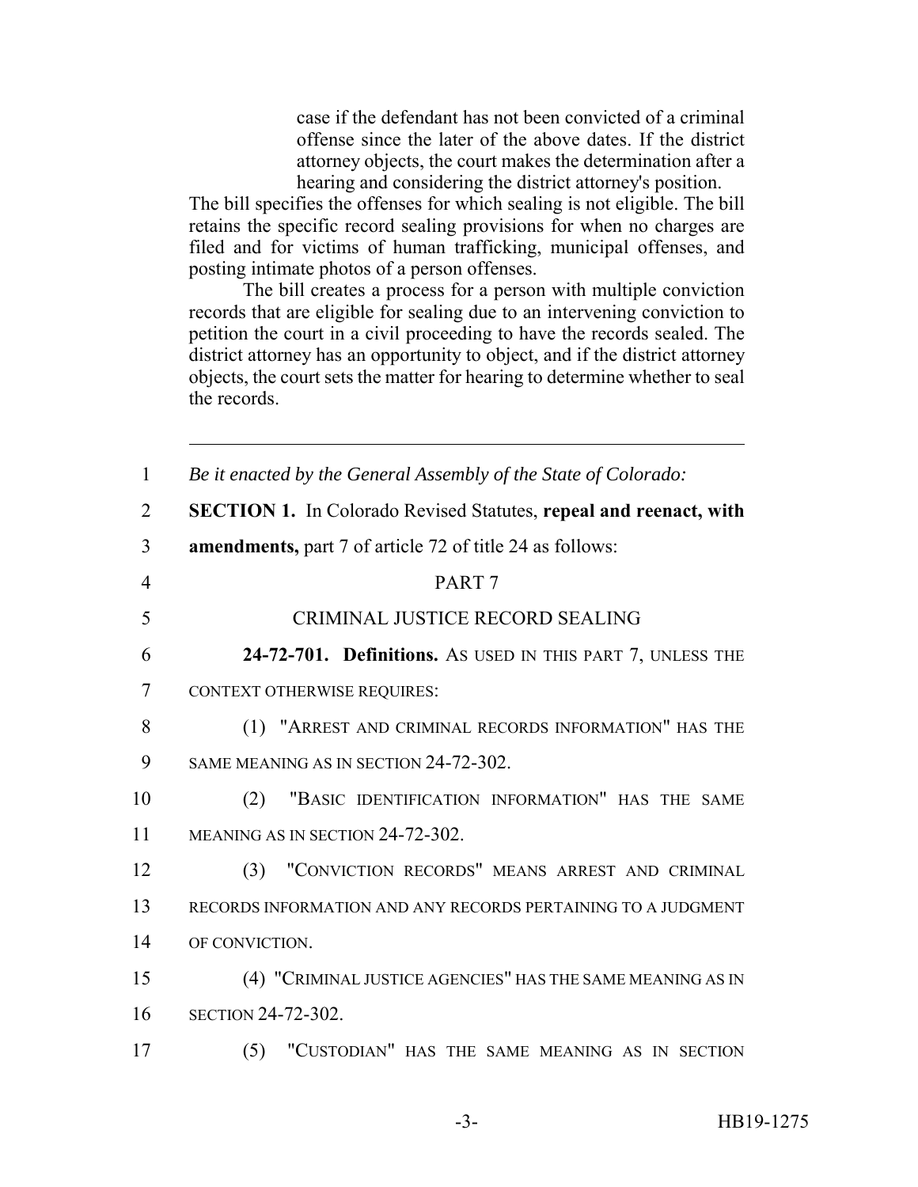case if the defendant has not been convicted of a criminal offense since the later of the above dates. If the district attorney objects, the court makes the determination after a hearing and considering the district attorney's position.

The bill specifies the offenses for which sealing is not eligible. The bill retains the specific record sealing provisions for when no charges are filed and for victims of human trafficking, municipal offenses, and posting intimate photos of a person offenses.

The bill creates a process for a person with multiple conviction records that are eligible for sealing due to an intervening conviction to petition the court in a civil proceeding to have the records sealed. The district attorney has an opportunity to object, and if the district attorney objects, the court sets the matter for hearing to determine whether to seal the records.

---

1 *Be it enacted by the General Assembly of the State of Colorado:*

2 **SECTION 1.** In Colorado Revised Statutes, **repeal and reenact, with**

3 **amendments,** part 7 of article 72 of title 24 as follows:

4 PART 7

5 CRIMINAL JUSTICE RECORD SEALING

6 **24-72-701. Definitions.** AS USED IN THIS PART 7, UNLESS THE

7 CONTEXT OTHERWISE REQUIRES:

8 (1) "ARREST AND CRIMINAL RECORDS INFORMATION" HAS THE

9 SAME MEANING AS IN SECTION 24-72-302.

10 (2) "BASIC IDENTIFICATION INFORMATION" HAS THE SAME

11 MEANING AS IN SECTION 24-72-302.

12 (3) "CONVICTION RECORDS" MEANS ARREST AND CRIMINAL

13 RECORDS INFORMATION AND ANY RECORDS PERTAINING TO A JUDGMENT

14 OF CONVICTION.

15 (4) "CRIMINAL JUSTICE AGENCIES" HAS THE SAME MEANING AS IN

16 SECTION 24-72-302.

17 (5) "CUSTODIAN" HAS THE SAME MEANING AS IN SECTION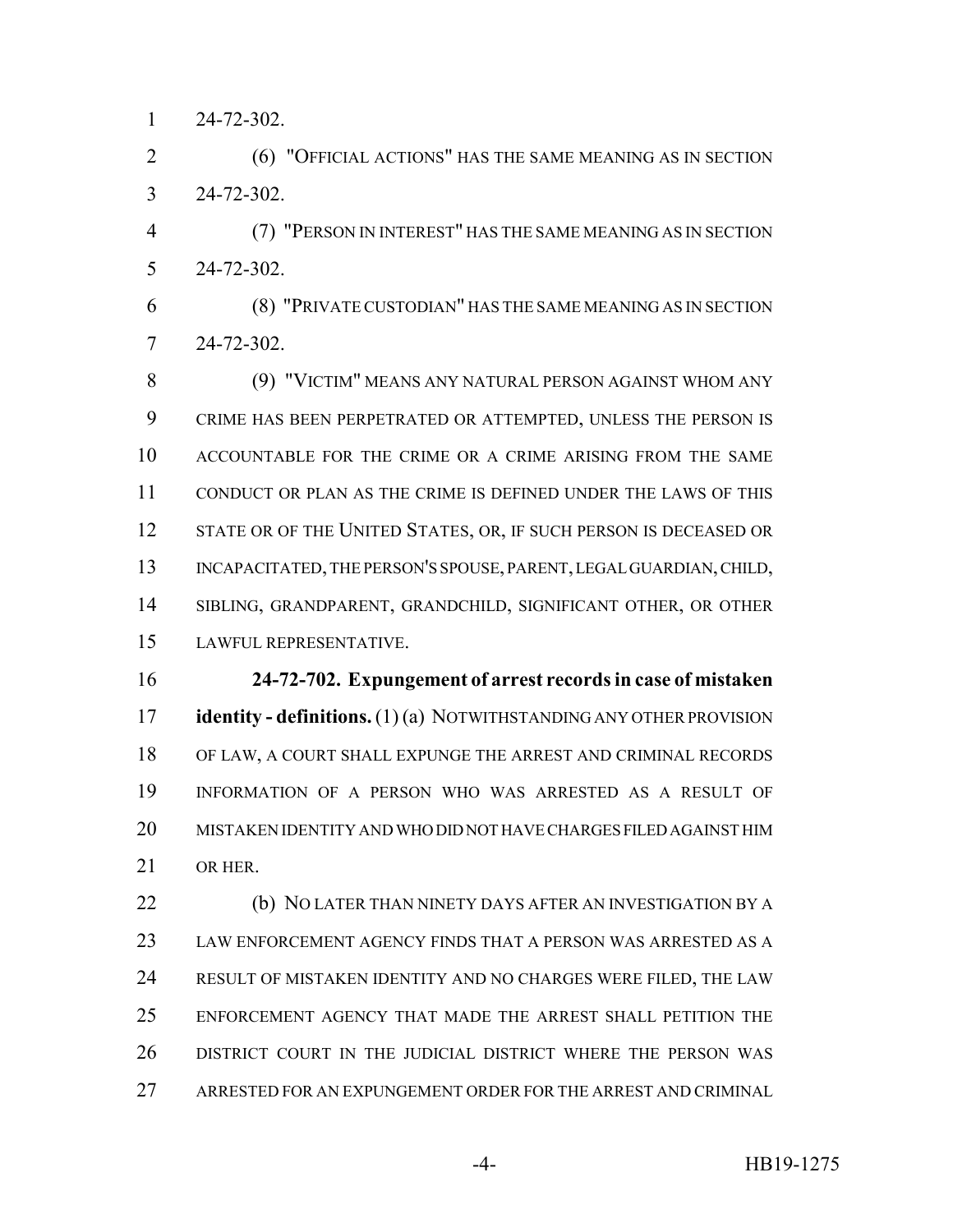24-72-302.

(6) "OFFICIAL ACTIONS" HAS THE SAME MEANING AS IN SECTION 24-72-302.

(7) "PERSON IN INTEREST" HAS THE SAME MEANING AS IN SECTION 24-72-302.

(8) "PRIVATE CUSTODIAN" HAS THE SAME MEANING AS IN SECTION 24-72-302.

(9) "VICTIM" MEANS ANY NATURAL PERSON AGAINST WHOM ANY CRIME HAS BEEN PERPETRATED OR ATTEMPTED, UNLESS THE PERSON IS ACCOUNTABLE FOR THE CRIME OR A CRIME ARISING FROM THE SAME CONDUCT OR PLAN AS THE CRIME IS DEFINED UNDER THE LAWS OF THIS STATE OR OF THE UNITED STATES, OR, IF SUCH PERSON IS DECEASED OR INCAPACITATED, THE PERSON'S SPOUSE, PARENT, LEGAL GUARDIAN, CHILD, SIBLING, GRANDPARENT, GRANDCHILD, SIGNIFICANT OTHER, OR OTHER LAWFUL REPRESENTATIVE.

**24-72-702. Expungement of arrest records in case of mistaken identity - definitions.** (1) (a) NOTWITHSTANDING ANY OTHER PROVISION OF LAW, A COURT SHALL EXPUNGE THE ARREST AND CRIMINAL RECORDS INFORMATION OF A PERSON WHO WAS ARRESTED AS A RESULT OF MISTAKEN IDENTITY AND WHO DID NOT HAVE CHARGES FILED AGAINST HIM OR HER.

(b) NO LATER THAN NINETY DAYS AFTER AN INVESTIGATION BY A LAW ENFORCEMENT AGENCY FINDS THAT A PERSON WAS ARRESTED AS A RESULT OF MISTAKEN IDENTITY AND NO CHARGES WERE FILED, THE LAW ENFORCEMENT AGENCY THAT MADE THE ARREST SHALL PETITION THE DISTRICT COURT IN THE JUDICIAL DISTRICT WHERE THE PERSON WAS ARRESTED FOR AN EXPUNGEMENT ORDER FOR THE ARREST AND CRIMINAL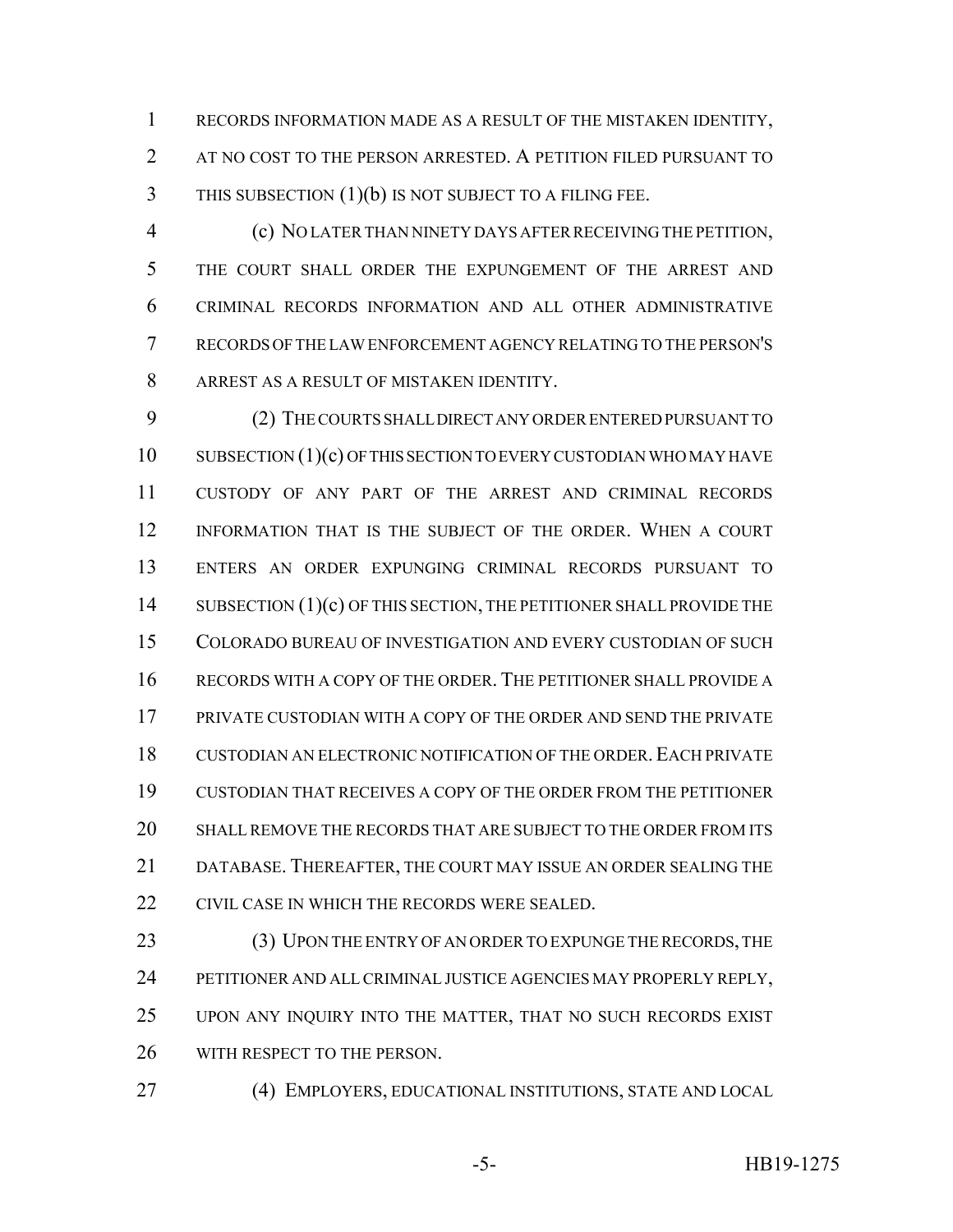RECORDS INFORMATION MADE AS A RESULT OF THE MISTAKEN IDENTITY, AT NO COST TO THE PERSON ARRESTED. A PETITION FILED PURSUANT TO THIS SUBSECTION (1)(b) IS NOT SUBJECT TO A FILING FEE.

(c) NO LATER THAN NINETY DAYS AFTER RECEIVING THE PETITION, THE COURT SHALL ORDER THE EXPUNGEMENT OF THE ARREST AND CRIMINAL RECORDS INFORMATION AND ALL OTHER ADMINISTRATIVE RECORDS OF THE LAW ENFORCEMENT AGENCY RELATING TO THE PERSON'S ARREST AS A RESULT OF MISTAKEN IDENTITY.

(2) THE COURTS SHALL DIRECT ANY ORDER ENTERED PURSUANT TO SUBSECTION (1)(c) OF THIS SECTION TO EVERY CUSTODIAN WHO MAY HAVE CUSTODY OF ANY PART OF THE ARREST AND CRIMINAL RECORDS INFORMATION THAT IS THE SUBJECT OF THE ORDER. WHEN A COURT ENTERS AN ORDER EXPUNGING CRIMINAL RECORDS PURSUANT TO SUBSECTION (1)(c) OF THIS SECTION, THE PETITIONER SHALL PROVIDE THE COLORADO BUREAU OF INVESTIGATION AND EVERY CUSTODIAN OF SUCH RECORDS WITH A COPY OF THE ORDER. THE PETITIONER SHALL PROVIDE A PRIVATE CUSTODIAN WITH A COPY OF THE ORDER AND SEND THE PRIVATE CUSTODIAN AN ELECTRONIC NOTIFICATION OF THE ORDER. EACH PRIVATE CUSTODIAN THAT RECEIVES A COPY OF THE ORDER FROM THE PETITIONER SHALL REMOVE THE RECORDS THAT ARE SUBJECT TO THE ORDER FROM ITS DATABASE. THEREAFTER, THE COURT MAY ISSUE AN ORDER SEALING THE CIVIL CASE IN WHICH THE RECORDS WERE SEALED.

(3) UPON THE ENTRY OF AN ORDER TO EXPUNGE THE RECORDS, THE PETITIONER AND ALL CRIMINAL JUSTICE AGENCIES MAY PROPERLY REPLY, UPON ANY INQUIRY INTO THE MATTER, THAT NO SUCH RECORDS EXIST WITH RESPECT TO THE PERSON.

(4) EMPLOYERS, EDUCATIONAL INSTITUTIONS, STATE AND LOCAL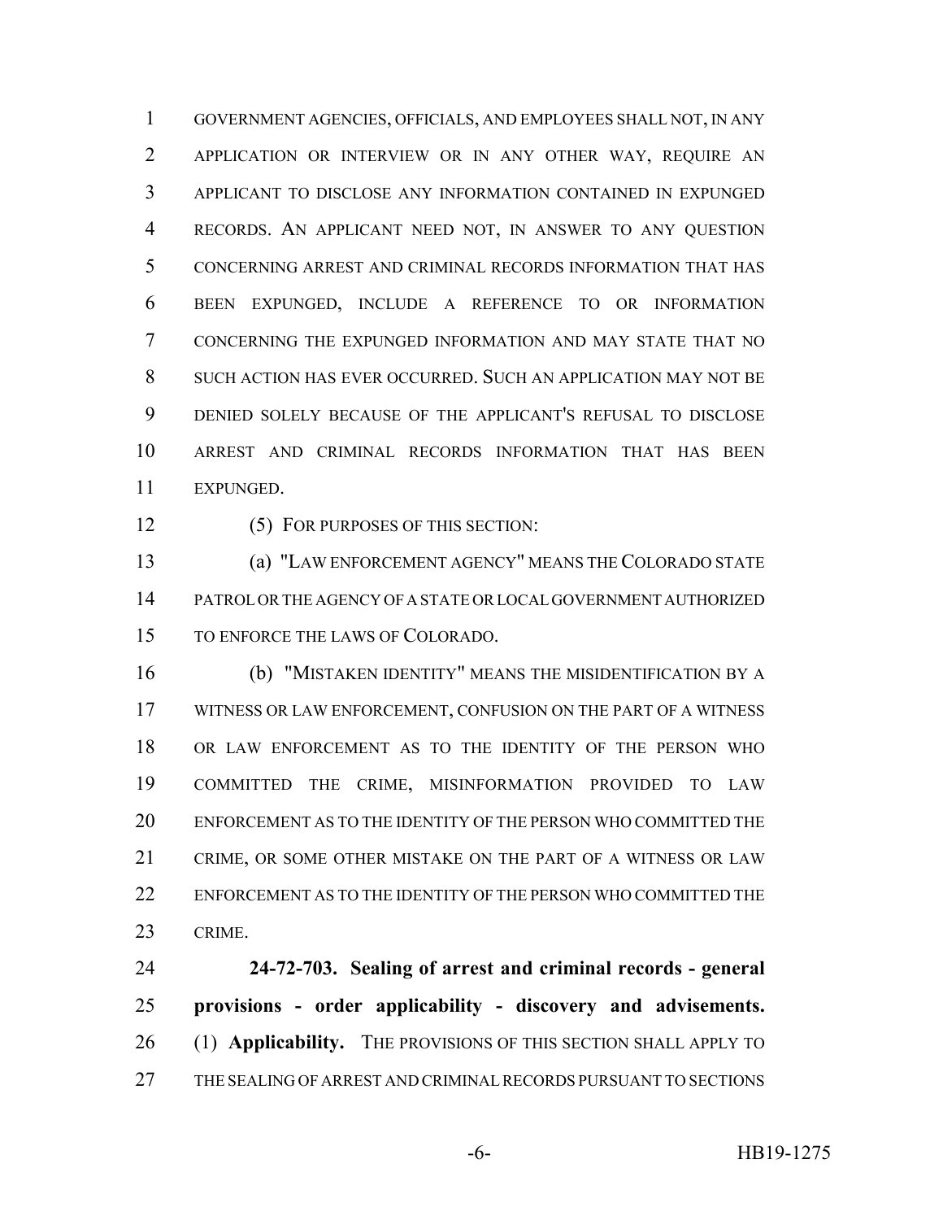GOVERNMENT AGENCIES, OFFICIALS, AND EMPLOYEES SHALL NOT, IN ANY APPLICATION OR INTERVIEW OR IN ANY OTHER WAY, REQUIRE AN APPLICANT TO DISCLOSE ANY INFORMATION CONTAINED IN EXPUNGED RECORDS. AN APPLICANT NEED NOT, IN ANSWER TO ANY QUESTION CONCERNING ARREST AND CRIMINAL RECORDS INFORMATION THAT HAS BEEN EXPUNGED, INCLUDE A REFERENCE TO OR INFORMATION CONCERNING THE EXPUNGED INFORMATION AND MAY STATE THAT NO SUCH ACTION HAS EVER OCCURRED. SUCH AN APPLICATION MAY NOT BE DENIED SOLELY BECAUSE OF THE APPLICANT'S REFUSAL TO DISCLOSE ARREST AND CRIMINAL RECORDS INFORMATION THAT HAS BEEN EXPUNGED.

(5) FOR PURPOSES OF THIS SECTION:

(a) "LAW ENFORCEMENT AGENCY" MEANS THE COLORADO STATE PATROL OR THE AGENCY OF A STATE OR LOCAL GOVERNMENT AUTHORIZED TO ENFORCE THE LAWS OF COLORADO.

(b) "MISTAKEN IDENTITY" MEANS THE MISIDENTIFICATION BY A WITNESS OR LAW ENFORCEMENT, CONFUSION ON THE PART OF A WITNESS OR LAW ENFORCEMENT AS TO THE IDENTITY OF THE PERSON WHO COMMITTED THE CRIME, MISINFORMATION PROVIDED TO LAW ENFORCEMENT AS TO THE IDENTITY OF THE PERSON WHO COMMITTED THE CRIME, OR SOME OTHER MISTAKE ON THE PART OF A WITNESS OR LAW ENFORCEMENT AS TO THE IDENTITY OF THE PERSON WHO COMMITTED THE CRIME.

**24-72-703. Sealing of arrest and criminal records - general provisions - order applicability - discovery and advisements.** (1) **Applicability.** THE PROVISIONS OF THIS SECTION SHALL APPLY TO THE SEALING OF ARREST AND CRIMINAL RECORDS PURSUANT TO SECTIONS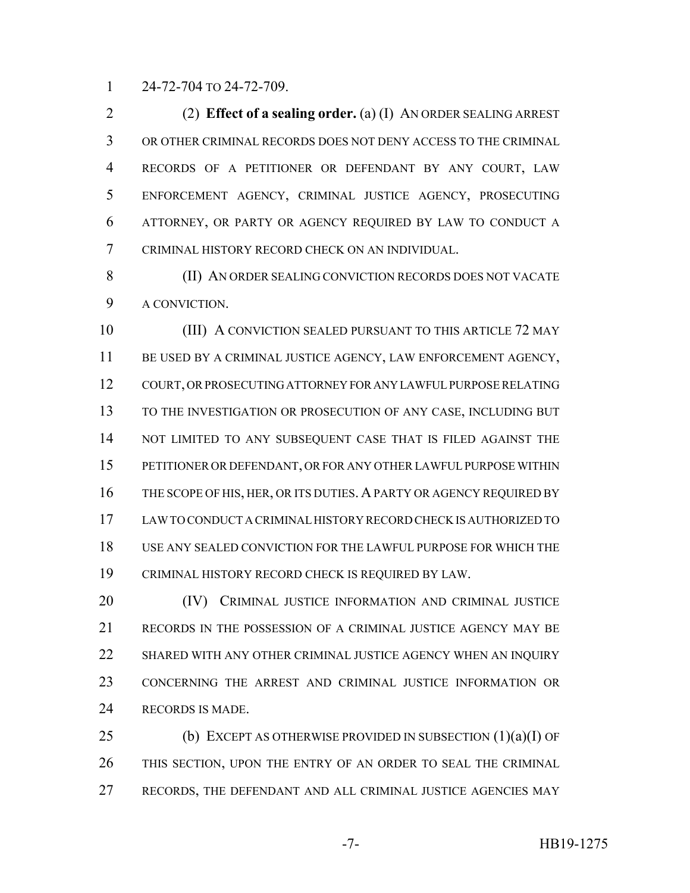24-72-704 TO 24-72-709.

(2) **Effect of a sealing order.** (a) (I) AN ORDER SEALING ARREST OR OTHER CRIMINAL RECORDS DOES NOT DENY ACCESS TO THE CRIMINAL RECORDS OF A PETITIONER OR DEFENDANT BY ANY COURT, LAW ENFORCEMENT AGENCY, CRIMINAL JUSTICE AGENCY, PROSECUTING ATTORNEY, OR PARTY OR AGENCY REQUIRED BY LAW TO CONDUCT A CRIMINAL HISTORY RECORD CHECK ON AN INDIVIDUAL.

(II) AN ORDER SEALING CONVICTION RECORDS DOES NOT VACATE A CONVICTION.

(III) A CONVICTION SEALED PURSUANT TO THIS ARTICLE 72 MAY BE USED BY A CRIMINAL JUSTICE AGENCY, LAW ENFORCEMENT AGENCY, COURT, OR PROSECUTING ATTORNEY FOR ANY LAWFUL PURPOSE RELATING TO THE INVESTIGATION OR PROSECUTION OF ANY CASE, INCLUDING BUT NOT LIMITED TO ANY SUBSEQUENT CASE THAT IS FILED AGAINST THE PETITIONER OR DEFENDANT, OR FOR ANY OTHER LAWFUL PURPOSE WITHIN THE SCOPE OF HIS, HER, OR ITS DUTIES. A PARTY OR AGENCY REQUIRED BY LAW TO CONDUCT A CRIMINAL HISTORY RECORD CHECK IS AUTHORIZED TO USE ANY SEALED CONVICTION FOR THE LAWFUL PURPOSE FOR WHICH THE CRIMINAL HISTORY RECORD CHECK IS REQUIRED BY LAW.

(IV) CRIMINAL JUSTICE INFORMATION AND CRIMINAL JUSTICE RECORDS IN THE POSSESSION OF A CRIMINAL JUSTICE AGENCY MAY BE SHARED WITH ANY OTHER CRIMINAL JUSTICE AGENCY WHEN AN INQUIRY CONCERNING THE ARREST AND CRIMINAL JUSTICE INFORMATION OR RECORDS IS MADE.

(b) EXCEPT AS OTHERWISE PROVIDED IN SUBSECTION (1)(a)(I) OF THIS SECTION, UPON THE ENTRY OF AN ORDER TO SEAL THE CRIMINAL RECORDS, THE DEFENDANT AND ALL CRIMINAL JUSTICE AGENCIES MAY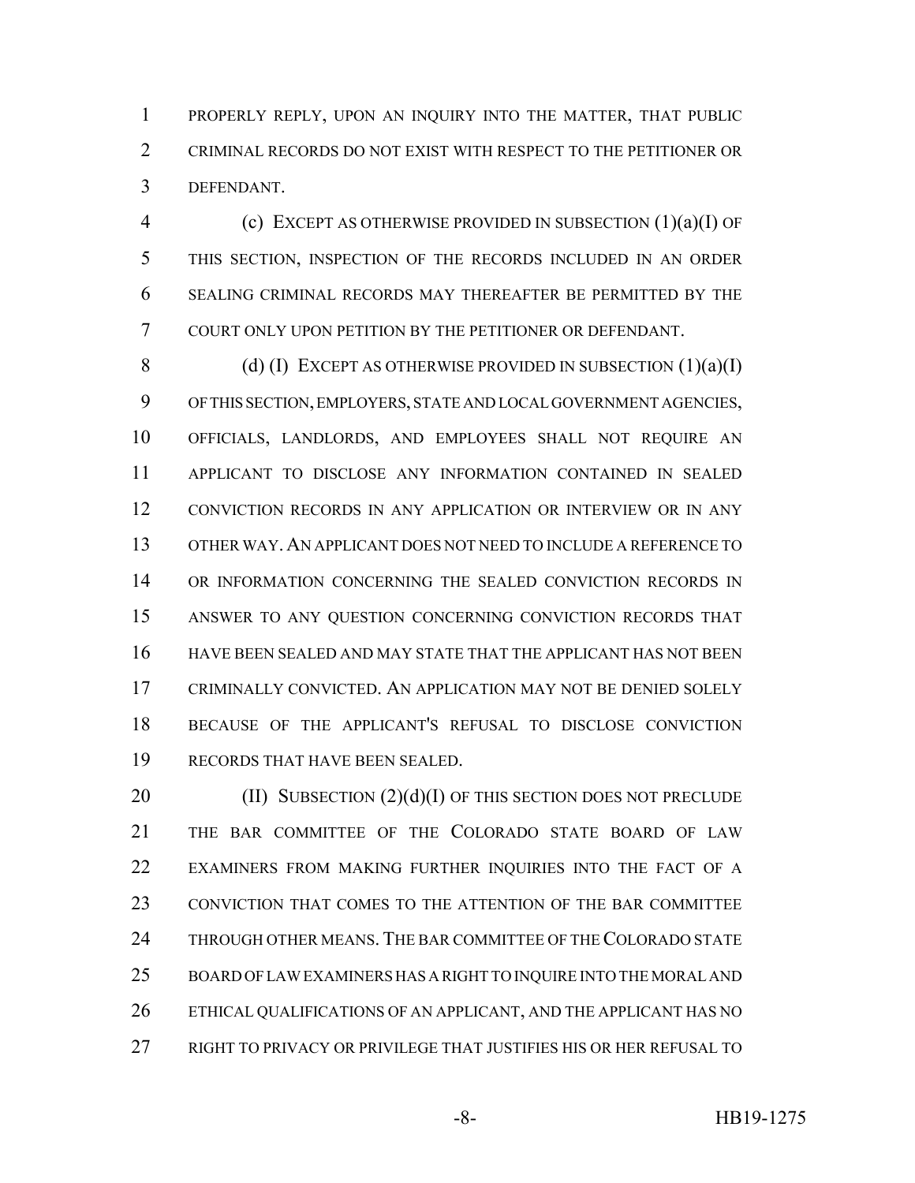PROPERLY REPLY, UPON AN INQUIRY INTO THE MATTER, THAT PUBLIC CRIMINAL RECORDS DO NOT EXIST WITH RESPECT TO THE PETITIONER OR DEFENDANT.

(c) EXCEPT AS OTHERWISE PROVIDED IN SUBSECTION (1)(a)(I) OF THIS SECTION, INSPECTION OF THE RECORDS INCLUDED IN AN ORDER SEALING CRIMINAL RECORDS MAY THEREAFTER BE PERMITTED BY THE COURT ONLY UPON PETITION BY THE PETITIONER OR DEFENDANT.

(d) (I) EXCEPT AS OTHERWISE PROVIDED IN SUBSECTION (1)(a)(I) OF THIS SECTION, EMPLOYERS, STATE AND LOCAL GOVERNMENT AGENCIES, OFFICIALS, LANDLORDS, AND EMPLOYEES SHALL NOT REQUIRE AN APPLICANT TO DISCLOSE ANY INFORMATION CONTAINED IN SEALED CONVICTION RECORDS IN ANY APPLICATION OR INTERVIEW OR IN ANY OTHER WAY. AN APPLICANT DOES NOT NEED TO INCLUDE A REFERENCE TO OR INFORMATION CONCERNING THE SEALED CONVICTION RECORDS IN ANSWER TO ANY QUESTION CONCERNING CONVICTION RECORDS THAT HAVE BEEN SEALED AND MAY STATE THAT THE APPLICANT HAS NOT BEEN CRIMINALLY CONVICTED. AN APPLICATION MAY NOT BE DENIED SOLELY BECAUSE OF THE APPLICANT'S REFUSAL TO DISCLOSE CONVICTION RECORDS THAT HAVE BEEN SEALED.

(II) SUBSECTION (2)(d)(I) OF THIS SECTION DOES NOT PRECLUDE THE BAR COMMITTEE OF THE COLORADO STATE BOARD OF LAW EXAMINERS FROM MAKING FURTHER INQUIRIES INTO THE FACT OF A CONVICTION THAT COMES TO THE ATTENTION OF THE BAR COMMITTEE THROUGH OTHER MEANS. THE BAR COMMITTEE OF THE COLORADO STATE BOARD OF LAW EXAMINERS HAS A RIGHT TO INQUIRE INTO THE MORAL AND ETHICAL QUALIFICATIONS OF AN APPLICANT, AND THE APPLICANT HAS NO RIGHT TO PRIVACY OR PRIVILEGE THAT JUSTIFIES HIS OR HER REFUSAL TO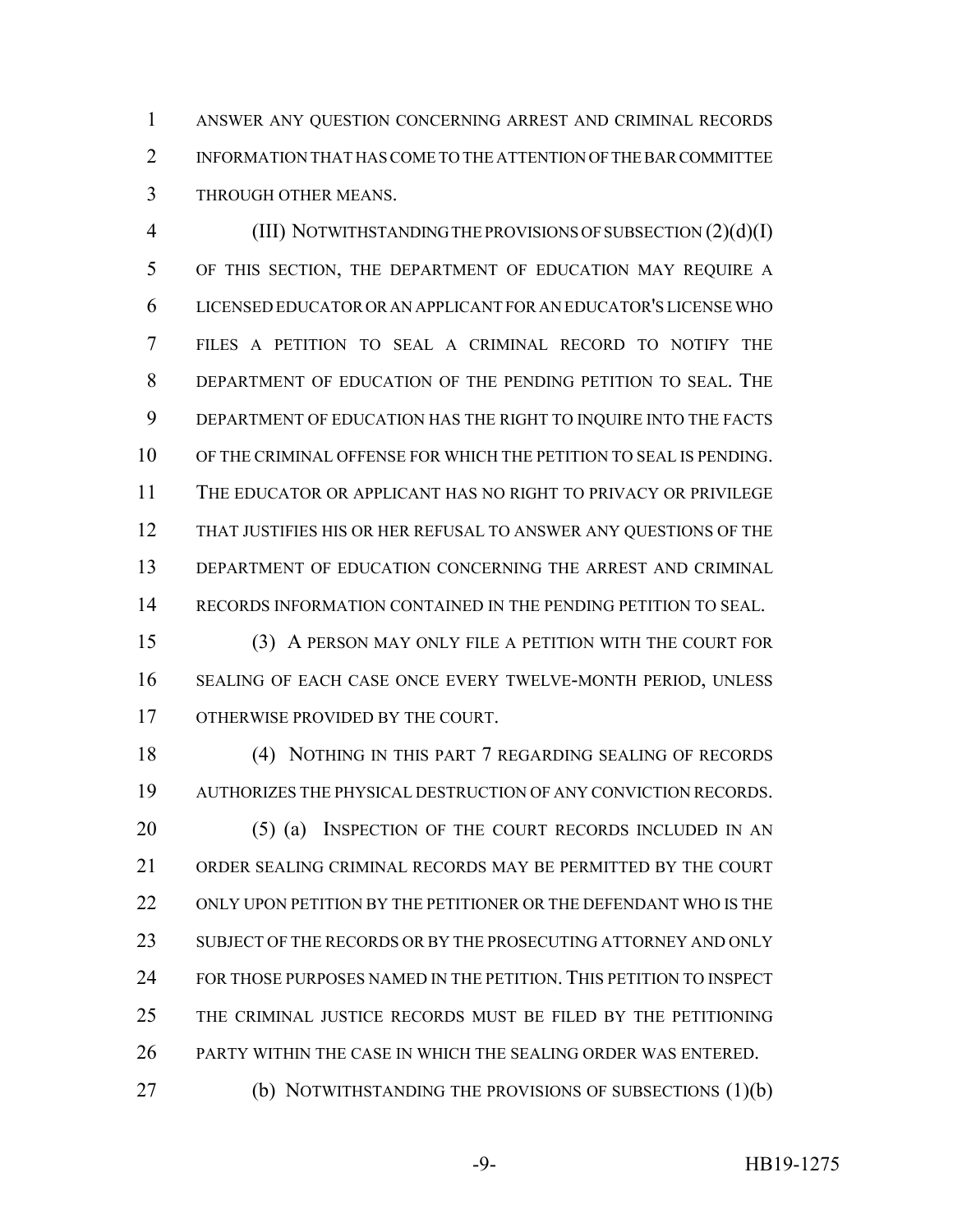ANSWER ANY QUESTION CONCERNING ARREST AND CRIMINAL RECORDS INFORMATION THAT HAS COME TO THE ATTENTION OF THE BAR COMMITTEE THROUGH OTHER MEANS.

(III) NOTWITHSTANDING THE PROVISIONS OF SUBSECTION (2)(d)(I) OF THIS SECTION, THE DEPARTMENT OF EDUCATION MAY REQUIRE A LICENSED EDUCATOR OR AN APPLICANT FOR AN EDUCATOR'S LICENSE WHO FILES A PETITION TO SEAL A CRIMINAL RECORD TO NOTIFY THE DEPARTMENT OF EDUCATION OF THE PENDING PETITION TO SEAL. THE DEPARTMENT OF EDUCATION HAS THE RIGHT TO INQUIRE INTO THE FACTS OF THE CRIMINAL OFFENSE FOR WHICH THE PETITION TO SEAL IS PENDING. THE EDUCATOR OR APPLICANT HAS NO RIGHT TO PRIVACY OR PRIVILEGE THAT JUSTIFIES HIS OR HER REFUSAL TO ANSWER ANY QUESTIONS OF THE DEPARTMENT OF EDUCATION CONCERNING THE ARREST AND CRIMINAL RECORDS INFORMATION CONTAINED IN THE PENDING PETITION TO SEAL.

(3) A PERSON MAY ONLY FILE A PETITION WITH THE COURT FOR SEALING OF EACH CASE ONCE EVERY TWELVE-MONTH PERIOD, UNLESS OTHERWISE PROVIDED BY THE COURT.

(4) NOTHING IN THIS PART 7 REGARDING SEALING OF RECORDS AUTHORIZES THE PHYSICAL DESTRUCTION OF ANY CONVICTION RECORDS.

(5) (a) INSPECTION OF THE COURT RECORDS INCLUDED IN AN ORDER SEALING CRIMINAL RECORDS MAY BE PERMITTED BY THE COURT ONLY UPON PETITION BY THE PETITIONER OR THE DEFENDANT WHO IS THE SUBJECT OF THE RECORDS OR BY THE PROSECUTING ATTORNEY AND ONLY FOR THOSE PURPOSES NAMED IN THE PETITION. THIS PETITION TO INSPECT THE CRIMINAL JUSTICE RECORDS MUST BE FILED BY THE PETITIONING PARTY WITHIN THE CASE IN WHICH THE SEALING ORDER WAS ENTERED.

(b) NOTWITHSTANDING THE PROVISIONS OF SUBSECTIONS (1)(b)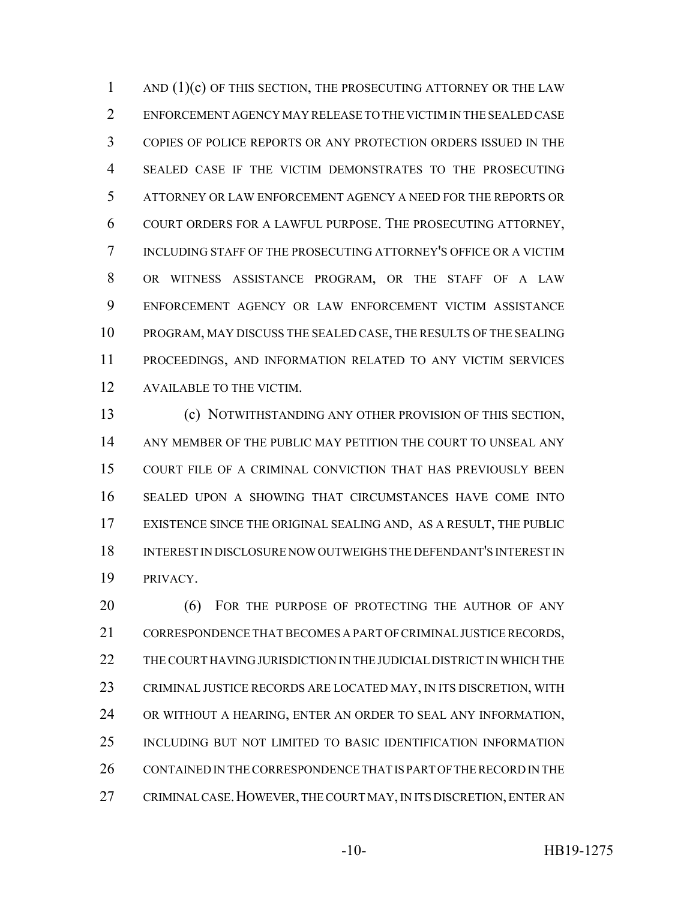AND (1)(c) OF THIS SECTION, THE PROSECUTING ATTORNEY OR THE LAW ENFORCEMENT AGENCY MAY RELEASE TO THE VICTIM IN THE SEALED CASE COPIES OF POLICE REPORTS OR ANY PROTECTION ORDERS ISSUED IN THE SEALED CASE IF THE VICTIM DEMONSTRATES TO THE PROSECUTING ATTORNEY OR LAW ENFORCEMENT AGENCY A NEED FOR THE REPORTS OR COURT ORDERS FOR A LAWFUL PURPOSE. THE PROSECUTING ATTORNEY, INCLUDING STAFF OF THE PROSECUTING ATTORNEY'S OFFICE OR A VICTIM OR WITNESS ASSISTANCE PROGRAM, OR THE STAFF OF A LAW ENFORCEMENT AGENCY OR LAW ENFORCEMENT VICTIM ASSISTANCE PROGRAM, MAY DISCUSS THE SEALED CASE, THE RESULTS OF THE SEALING PROCEEDINGS, AND INFORMATION RELATED TO ANY VICTIM SERVICES AVAILABLE TO THE VICTIM.

(c) NOTWITHSTANDING ANY OTHER PROVISION OF THIS SECTION, ANY MEMBER OF THE PUBLIC MAY PETITION THE COURT TO UNSEAL ANY COURT FILE OF A CRIMINAL CONVICTION THAT HAS PREVIOUSLY BEEN SEALED UPON A SHOWING THAT CIRCUMSTANCES HAVE COME INTO EXISTENCE SINCE THE ORIGINAL SEALING AND, AS A RESULT, THE PUBLIC INTEREST IN DISCLOSURE NOW OUTWEIGHS THE DEFENDANT'S INTEREST IN PRIVACY.

(6) FOR THE PURPOSE OF PROTECTING THE AUTHOR OF ANY CORRESPONDENCE THAT BECOMES A PART OF CRIMINAL JUSTICE RECORDS, THE COURT HAVING JURISDICTION IN THE JUDICIAL DISTRICT IN WHICH THE CRIMINAL JUSTICE RECORDS ARE LOCATED MAY, IN ITS DISCRETION, WITH OR WITHOUT A HEARING, ENTER AN ORDER TO SEAL ANY INFORMATION, INCLUDING BUT NOT LIMITED TO BASIC IDENTIFICATION INFORMATION CONTAINED IN THE CORRESPONDENCE THAT IS PART OF THE RECORD IN THE CRIMINAL CASE. HOWEVER, THE COURT MAY, IN ITS DISCRETION, ENTER AN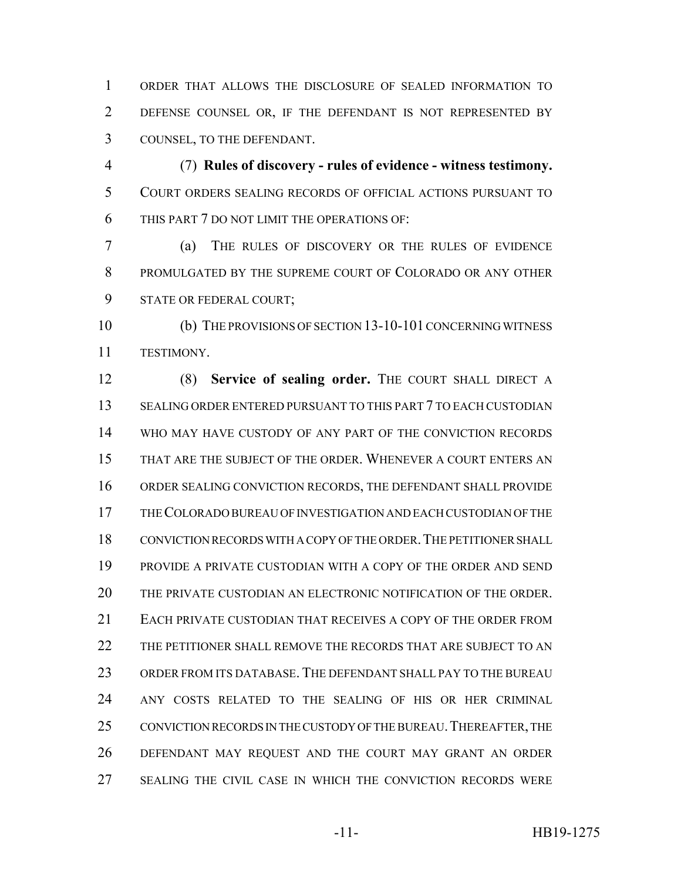ORDER THAT ALLOWS THE DISCLOSURE OF SEALED INFORMATION TO DEFENSE COUNSEL OR, IF THE DEFENDANT IS NOT REPRESENTED BY COUNSEL, TO THE DEFENDANT.

(7) **Rules of discovery - rules of evidence - witness testimony.** COURT ORDERS SEALING RECORDS OF OFFICIAL ACTIONS PURSUANT TO THIS PART 7 DO NOT LIMIT THE OPERATIONS OF:

(a) THE RULES OF DISCOVERY OR THE RULES OF EVIDENCE PROMULGATED BY THE SUPREME COURT OF COLORADO OR ANY OTHER STATE OR FEDERAL COURT;

(b) THE PROVISIONS OF SECTION 13-10-101 CONCERNING WITNESS TESTIMONY.

(8) **Service of sealing order.** THE COURT SHALL DIRECT A SEALING ORDER ENTERED PURSUANT TO THIS PART 7 TO EACH CUSTODIAN WHO MAY HAVE CUSTODY OF ANY PART OF THE CONVICTION RECORDS THAT ARE THE SUBJECT OF THE ORDER. WHENEVER A COURT ENTERS AN ORDER SEALING CONVICTION RECORDS, THE DEFENDANT SHALL PROVIDE THE COLORADO BUREAU OF INVESTIGATION AND EACH CUSTODIAN OF THE CONVICTION RECORDS WITH A COPY OF THE ORDER. THE PETITIONER SHALL PROVIDE A PRIVATE CUSTODIAN WITH A COPY OF THE ORDER AND SEND THE PRIVATE CUSTODIAN AN ELECTRONIC NOTIFICATION OF THE ORDER. EACH PRIVATE CUSTODIAN THAT RECEIVES A COPY OF THE ORDER FROM THE PETITIONER SHALL REMOVE THE RECORDS THAT ARE SUBJECT TO AN ORDER FROM ITS DATABASE. THE DEFENDANT SHALL PAY TO THE BUREAU ANY COSTS RELATED TO THE SEALING OF HIS OR HER CRIMINAL CONVICTION RECORDS IN THE CUSTODY OF THE BUREAU. THEREAFTER, THE DEFENDANT MAY REQUEST AND THE COURT MAY GRANT AN ORDER SEALING THE CIVIL CASE IN WHICH THE CONVICTION RECORDS WERE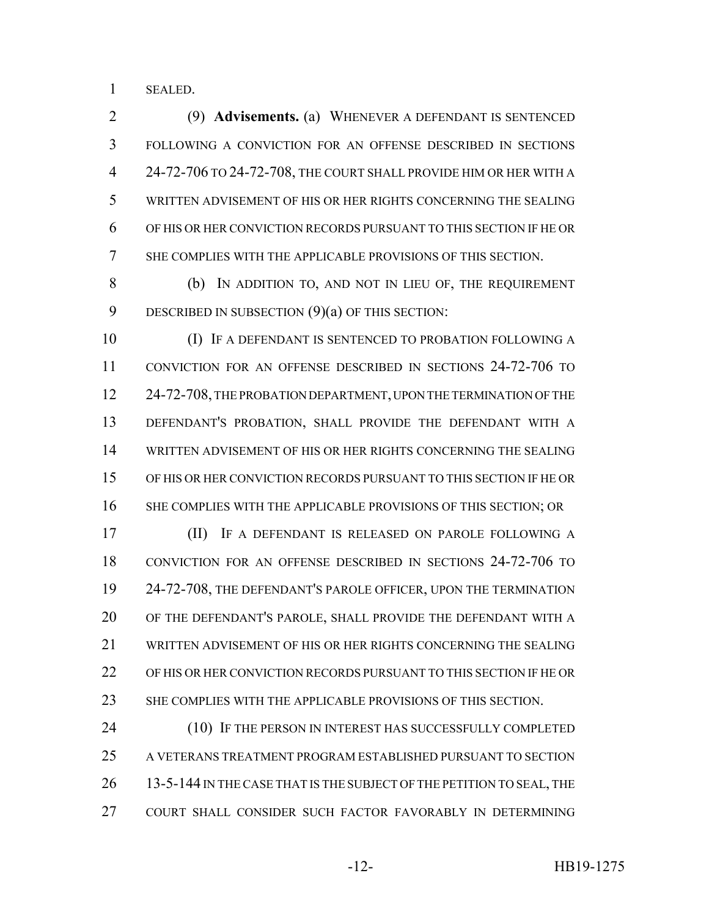SEALED.

(9) **Advisements.** (a) WHENEVER A DEFENDANT IS SENTENCED FOLLOWING A CONVICTION FOR AN OFFENSE DESCRIBED IN SECTIONS 24-72-706 TO 24-72-708, THE COURT SHALL PROVIDE HIM OR HER WITH A WRITTEN ADVISEMENT OF HIS OR HER RIGHTS CONCERNING THE SEALING OF HIS OR HER CONVICTION RECORDS PURSUANT TO THIS SECTION IF HE OR SHE COMPLIES WITH THE APPLICABLE PROVISIONS OF THIS SECTION.

(b) IN ADDITION TO, AND NOT IN LIEU OF, THE REQUIREMENT DESCRIBED IN SUBSECTION (9)(a) OF THIS SECTION:

(I) IF A DEFENDANT IS SENTENCED TO PROBATION FOLLOWING A CONVICTION FOR AN OFFENSE DESCRIBED IN SECTIONS 24-72-706 TO 24-72-708, THE PROBATION DEPARTMENT, UPON THE TERMINATION OF THE DEFENDANT'S PROBATION, SHALL PROVIDE THE DEFENDANT WITH A WRITTEN ADVISEMENT OF HIS OR HER RIGHTS CONCERNING THE SEALING OF HIS OR HER CONVICTION RECORDS PURSUANT TO THIS SECTION IF HE OR SHE COMPLIES WITH THE APPLICABLE PROVISIONS OF THIS SECTION; OR

(II) IF A DEFENDANT IS RELEASED ON PAROLE FOLLOWING A CONVICTION FOR AN OFFENSE DESCRIBED IN SECTIONS 24-72-706 TO 24-72-708, THE DEFENDANT'S PAROLE OFFICER, UPON THE TERMINATION OF THE DEFENDANT'S PAROLE, SHALL PROVIDE THE DEFENDANT WITH A WRITTEN ADVISEMENT OF HIS OR HER RIGHTS CONCERNING THE SEALING OF HIS OR HER CONVICTION RECORDS PURSUANT TO THIS SECTION IF HE OR SHE COMPLIES WITH THE APPLICABLE PROVISIONS OF THIS SECTION.

(10) IF THE PERSON IN INTEREST HAS SUCCESSFULLY COMPLETED A VETERANS TREATMENT PROGRAM ESTABLISHED PURSUANT TO SECTION 13-5-144 IN THE CASE THAT IS THE SUBJECT OF THE PETITION TO SEAL, THE COURT SHALL CONSIDER SUCH FACTOR FAVORABLY IN DETERMINING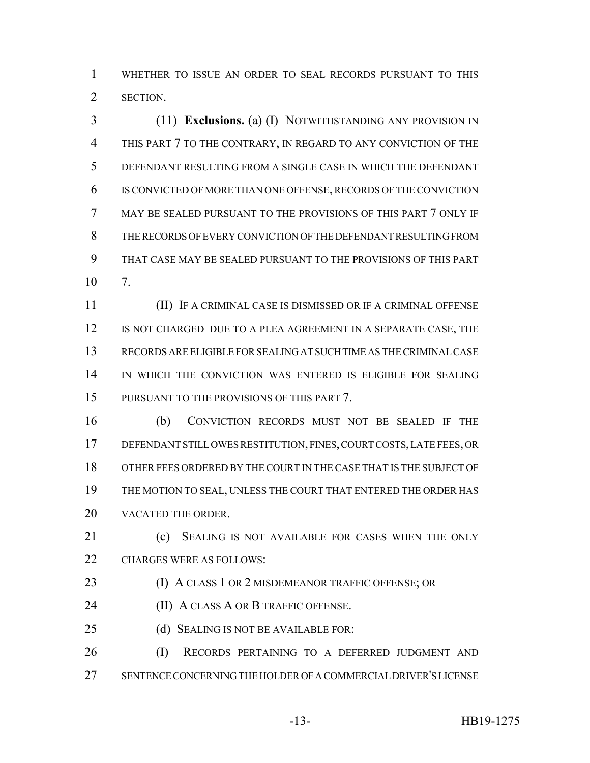WHETHER TO ISSUE AN ORDER TO SEAL RECORDS PURSUANT TO THIS SECTION.

(11) **Exclusions.** (a) (I) NOTWITHSTANDING ANY PROVISION IN THIS PART 7 TO THE CONTRARY, IN REGARD TO ANY CONVICTION OF THE DEFENDANT RESULTING FROM A SINGLE CASE IN WHICH THE DEFENDANT IS CONVICTED OF MORE THAN ONE OFFENSE, RECORDS OF THE CONVICTION MAY BE SEALED PURSUANT TO THE PROVISIONS OF THIS PART 7 ONLY IF THE RECORDS OF EVERY CONVICTION OF THE DEFENDANT RESULTING FROM THAT CASE MAY BE SEALED PURSUANT TO THE PROVISIONS OF THIS PART 7.

(II) IF A CRIMINAL CASE IS DISMISSED OR IF A CRIMINAL OFFENSE IS NOT CHARGED DUE TO A PLEA AGREEMENT IN A SEPARATE CASE, THE RECORDS ARE ELIGIBLE FOR SEALING AT SUCH TIME AS THE CRIMINAL CASE IN WHICH THE CONVICTION WAS ENTERED IS ELIGIBLE FOR SEALING PURSUANT TO THE PROVISIONS OF THIS PART 7.

(b) CONVICTION RECORDS MUST NOT BE SEALED IF THE DEFENDANT STILL OWES RESTITUTION, FINES, COURT COSTS, LATE FEES, OR OTHER FEES ORDERED BY THE COURT IN THE CASE THAT IS THE SUBJECT OF THE MOTION TO SEAL, UNLESS THE COURT THAT ENTERED THE ORDER HAS VACATED THE ORDER.

(c) SEALING IS NOT AVAILABLE FOR CASES WHEN THE ONLY CHARGES WERE AS FOLLOWS:

(I) A CLASS 1 OR 2 MISDEMEANOR TRAFFIC OFFENSE; OR

(II) A CLASS A OR B TRAFFIC OFFENSE.

(d) SEALING IS NOT BE AVAILABLE FOR:

(I) RECORDS PERTAINING TO A DEFERRED JUDGMENT AND SENTENCE CONCERNING THE HOLDER OF A COMMERCIAL DRIVER'S LICENSE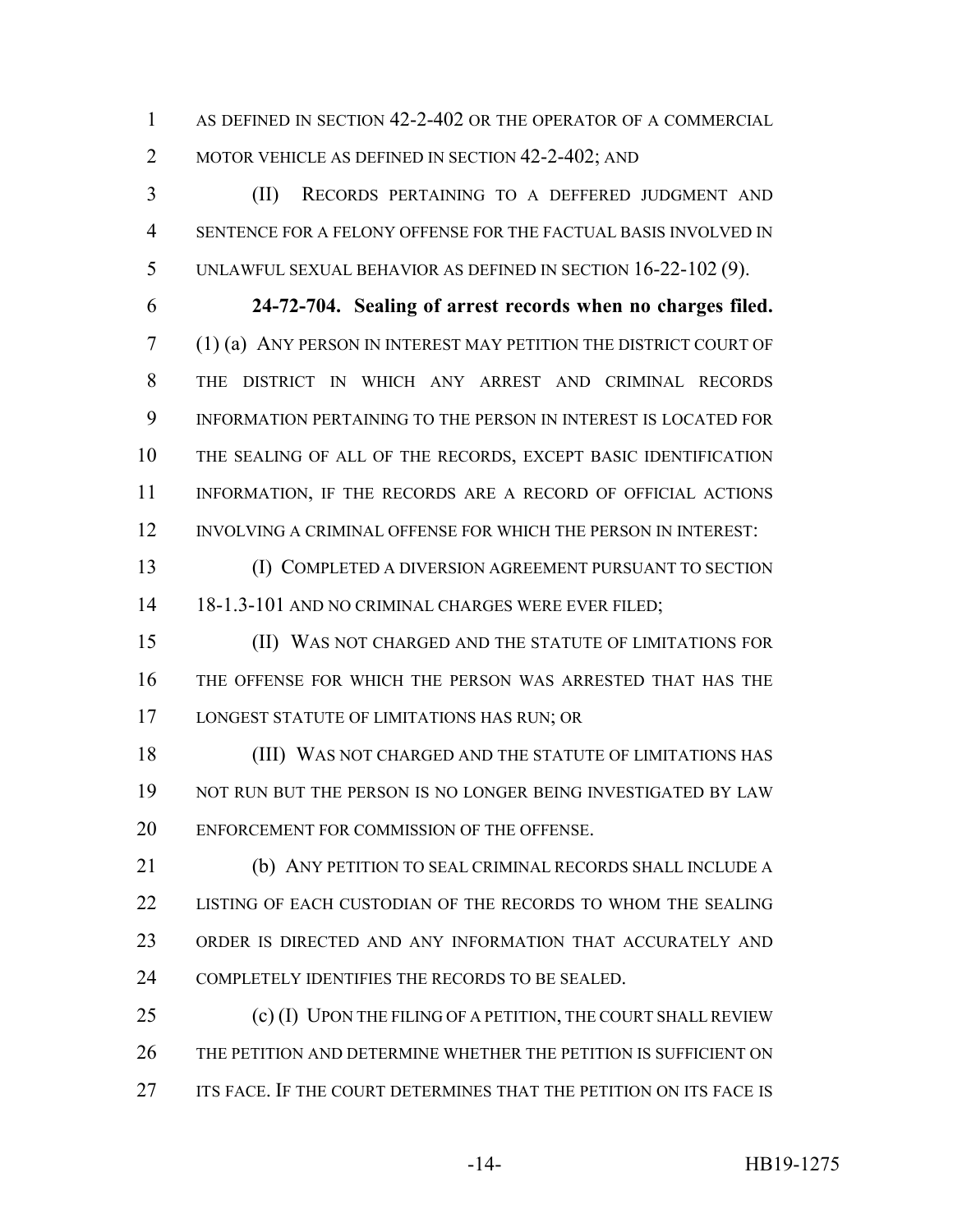AS DEFINED IN SECTION 42-2-402 OR THE OPERATOR OF A COMMERCIAL MOTOR VEHICLE AS DEFINED IN SECTION 42-2-402; AND

(II) RECORDS PERTAINING TO A DEFFERED JUDGMENT AND SENTENCE FOR A FELONY OFFENSE FOR THE FACTUAL BASIS INVOLVED IN UNLAWFUL SEXUAL BEHAVIOR AS DEFINED IN SECTION 16-22-102 (9).

**24-72-704. Sealing of arrest records when no charges filed.** (1) (a) ANY PERSON IN INTEREST MAY PETITION THE DISTRICT COURT OF THE DISTRICT IN WHICH ANY ARREST AND CRIMINAL RECORDS INFORMATION PERTAINING TO THE PERSON IN INTEREST IS LOCATED FOR THE SEALING OF ALL OF THE RECORDS, EXCEPT BASIC IDENTIFICATION INFORMATION, IF THE RECORDS ARE A RECORD OF OFFICIAL ACTIONS INVOLVING A CRIMINAL OFFENSE FOR WHICH THE PERSON IN INTEREST:

(I) COMPLETED A DIVERSION AGREEMENT PURSUANT TO SECTION 18-1.3-101 AND NO CRIMINAL CHARGES WERE EVER FILED;

(II) WAS NOT CHARGED AND THE STATUTE OF LIMITATIONS FOR THE OFFENSE FOR WHICH THE PERSON WAS ARRESTED THAT HAS THE LONGEST STATUTE OF LIMITATIONS HAS RUN; OR

(III) WAS NOT CHARGED AND THE STATUTE OF LIMITATIONS HAS NOT RUN BUT THE PERSON IS NO LONGER BEING INVESTIGATED BY LAW ENFORCEMENT FOR COMMISSION OF THE OFFENSE.

(b) ANY PETITION TO SEAL CRIMINAL RECORDS SHALL INCLUDE A LISTING OF EACH CUSTODIAN OF THE RECORDS TO WHOM THE SEALING ORDER IS DIRECTED AND ANY INFORMATION THAT ACCURATELY AND COMPLETELY IDENTIFIES THE RECORDS TO BE SEALED.

(c) (I) UPON THE FILING OF A PETITION, THE COURT SHALL REVIEW THE PETITION AND DETERMINE WHETHER THE PETITION IS SUFFICIENT ON ITS FACE. IF THE COURT DETERMINES THAT THE PETITION ON ITS FACE IS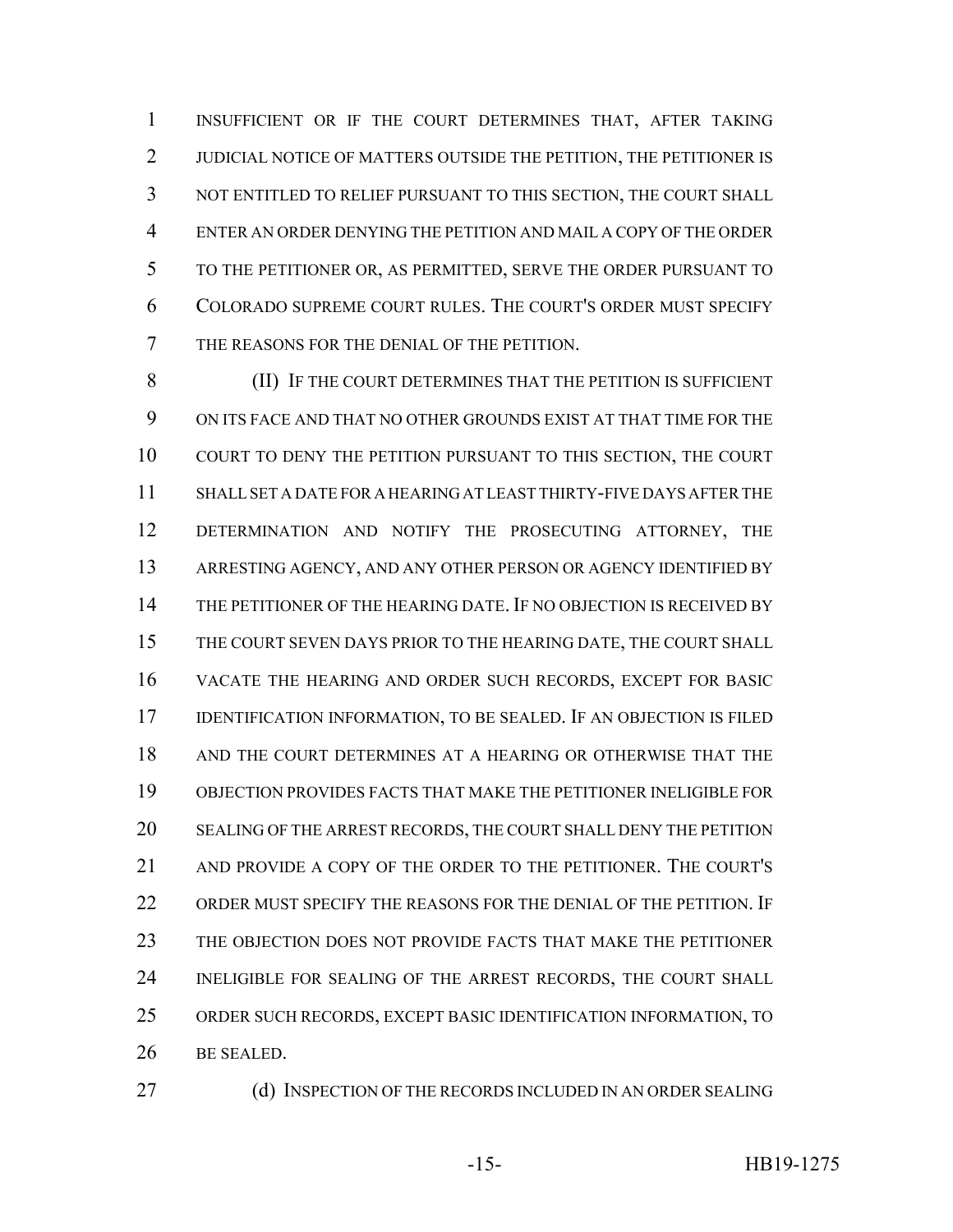INSUFFICIENT OR IF THE COURT DETERMINES THAT, AFTER TAKING JUDICIAL NOTICE OF MATTERS OUTSIDE THE PETITION, THE PETITIONER IS NOT ENTITLED TO RELIEF PURSUANT TO THIS SECTION, THE COURT SHALL ENTER AN ORDER DENYING THE PETITION AND MAIL A COPY OF THE ORDER TO THE PETITIONER OR, AS PERMITTED, SERVE THE ORDER PURSUANT TO COLORADO SUPREME COURT RULES. THE COURT'S ORDER MUST SPECIFY THE REASONS FOR THE DENIAL OF THE PETITION.

(II) IF THE COURT DETERMINES THAT THE PETITION IS SUFFICIENT ON ITS FACE AND THAT NO OTHER GROUNDS EXIST AT THAT TIME FOR THE COURT TO DENY THE PETITION PURSUANT TO THIS SECTION, THE COURT SHALL SET A DATE FOR A HEARING AT LEAST THIRTY-FIVE DAYS AFTER THE DETERMINATION AND NOTIFY THE PROSECUTING ATTORNEY, THE ARRESTING AGENCY, AND ANY OTHER PERSON OR AGENCY IDENTIFIED BY THE PETITIONER OF THE HEARING DATE. IF NO OBJECTION IS RECEIVED BY THE COURT SEVEN DAYS PRIOR TO THE HEARING DATE, THE COURT SHALL VACATE THE HEARING AND ORDER SUCH RECORDS, EXCEPT FOR BASIC IDENTIFICATION INFORMATION, TO BE SEALED. IF AN OBJECTION IS FILED AND THE COURT DETERMINES AT A HEARING OR OTHERWISE THAT THE OBJECTION PROVIDES FACTS THAT MAKE THE PETITIONER INELIGIBLE FOR SEALING OF THE ARREST RECORDS, THE COURT SHALL DENY THE PETITION AND PROVIDE A COPY OF THE ORDER TO THE PETITIONER. THE COURT'S ORDER MUST SPECIFY THE REASONS FOR THE DENIAL OF THE PETITION. IF THE OBJECTION DOES NOT PROVIDE FACTS THAT MAKE THE PETITIONER INELIGIBLE FOR SEALING OF THE ARREST RECORDS, THE COURT SHALL ORDER SUCH RECORDS, EXCEPT BASIC IDENTIFICATION INFORMATION, TO BE SEALED.

(d) INSPECTION OF THE RECORDS INCLUDED IN AN ORDER SEALING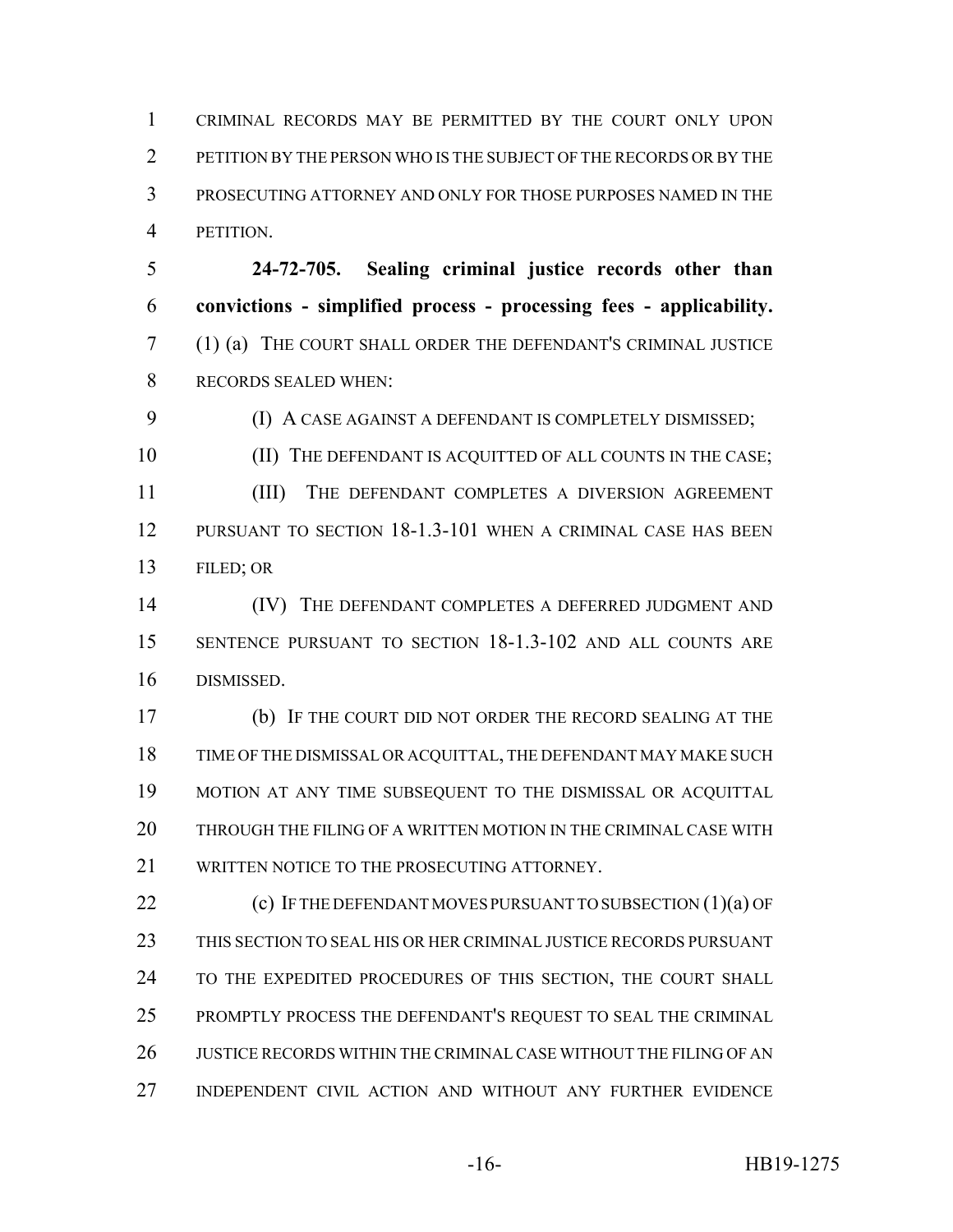CRIMINAL RECORDS MAY BE PERMITTED BY THE COURT ONLY UPON PETITION BY THE PERSON WHO IS THE SUBJECT OF THE RECORDS OR BY THE PROSECUTING ATTORNEY AND ONLY FOR THOSE PURPOSES NAMED IN THE PETITION.

**24-72-705. Sealing criminal justice records other than convictions - simplified process - processing fees - applicability.** (1) (a) THE COURT SHALL ORDER THE DEFENDANT'S CRIMINAL JUSTICE RECORDS SEALED WHEN:

(I) A CASE AGAINST A DEFENDANT IS COMPLETELY DISMISSED;

(II) THE DEFENDANT IS ACQUITTED OF ALL COUNTS IN THE CASE;

(III) THE DEFENDANT COMPLETES A DIVERSION AGREEMENT PURSUANT TO SECTION 18-1.3-101 WHEN A CRIMINAL CASE HAS BEEN FILED; OR

(IV) THE DEFENDANT COMPLETES A DEFERRED JUDGMENT AND SENTENCE PURSUANT TO SECTION 18-1.3-102 AND ALL COUNTS ARE DISMISSED.

(b) IF THE COURT DID NOT ORDER THE RECORD SEALING AT THE TIME OF THE DISMISSAL OR ACQUITTAL, THE DEFENDANT MAY MAKE SUCH MOTION AT ANY TIME SUBSEQUENT TO THE DISMISSAL OR ACQUITTAL THROUGH THE FILING OF A WRITTEN MOTION IN THE CRIMINAL CASE WITH WRITTEN NOTICE TO THE PROSECUTING ATTORNEY.

(c) IF THE DEFENDANT MOVES PURSUANT TO SUBSECTION (1)(a) OF THIS SECTION TO SEAL HIS OR HER CRIMINAL JUSTICE RECORDS PURSUANT TO THE EXPEDITED PROCEDURES OF THIS SECTION, THE COURT SHALL PROMPTLY PROCESS THE DEFENDANT'S REQUEST TO SEAL THE CRIMINAL JUSTICE RECORDS WITHIN THE CRIMINAL CASE WITHOUT THE FILING OF AN INDEPENDENT CIVIL ACTION AND WITHOUT ANY FURTHER EVIDENCE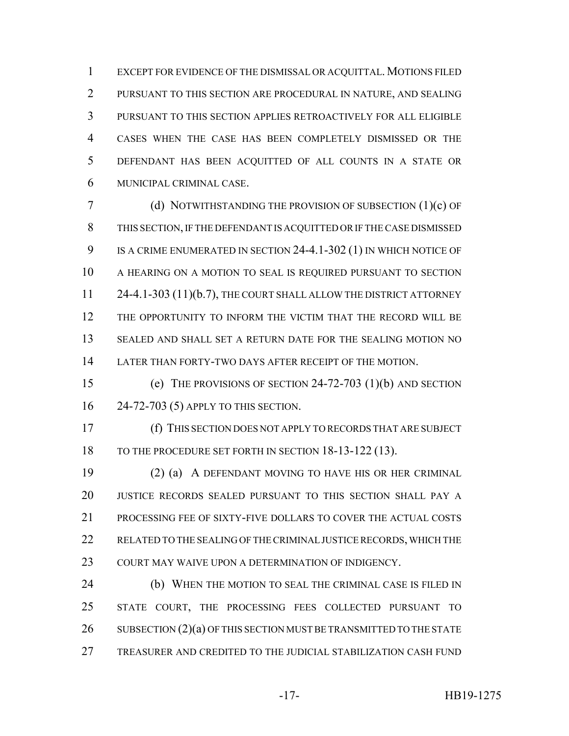EXCEPT FOR EVIDENCE OF THE DISMISSAL OR ACQUITTAL. MOTIONS FILED PURSUANT TO THIS SECTION ARE PROCEDURAL IN NATURE, AND SEALING PURSUANT TO THIS SECTION APPLIES RETROACTIVELY FOR ALL ELIGIBLE CASES WHEN THE CASE HAS BEEN COMPLETELY DISMISSED OR THE DEFENDANT HAS BEEN ACQUITTED OF ALL COUNTS IN A STATE OR MUNICIPAL CRIMINAL CASE.

(d) NOTWITHSTANDING THE PROVISION OF SUBSECTION (1)(c) OF THIS SECTION, IF THE DEFENDANT IS ACQUITTED OR IF THE CASE DISMISSED IS A CRIME ENUMERATED IN SECTION 24-4.1-302 (1) IN WHICH NOTICE OF A HEARING ON A MOTION TO SEAL IS REQUIRED PURSUANT TO SECTION 24-4.1-303 (11)(b.7), THE COURT SHALL ALLOW THE DISTRICT ATTORNEY THE OPPORTUNITY TO INFORM THE VICTIM THAT THE RECORD WILL BE SEALED AND SHALL SET A RETURN DATE FOR THE SEALING MOTION NO LATER THAN FORTY-TWO DAYS AFTER RECEIPT OF THE MOTION.

(e) THE PROVISIONS OF SECTION 24-72-703 (1)(b) AND SECTION 24-72-703 (5) APPLY TO THIS SECTION.

(f) THIS SECTION DOES NOT APPLY TO RECORDS THAT ARE SUBJECT TO THE PROCEDURE SET FORTH IN SECTION 18-13-122 (13).

(2) (a) A DEFENDANT MOVING TO HAVE HIS OR HER CRIMINAL JUSTICE RECORDS SEALED PURSUANT TO THIS SECTION SHALL PAY A PROCESSING FEE OF SIXTY-FIVE DOLLARS TO COVER THE ACTUAL COSTS RELATED TO THE SEALING OF THE CRIMINAL JUSTICE RECORDS, WHICH THE COURT MAY WAIVE UPON A DETERMINATION OF INDIGENCY.

(b) WHEN THE MOTION TO SEAL THE CRIMINAL CASE IS FILED IN STATE COURT, THE PROCESSING FEES COLLECTED PURSUANT TO SUBSECTION (2)(a) OF THIS SECTION MUST BE TRANSMITTED TO THE STATE TREASURER AND CREDITED TO THE JUDICIAL STABILIZATION CASH FUND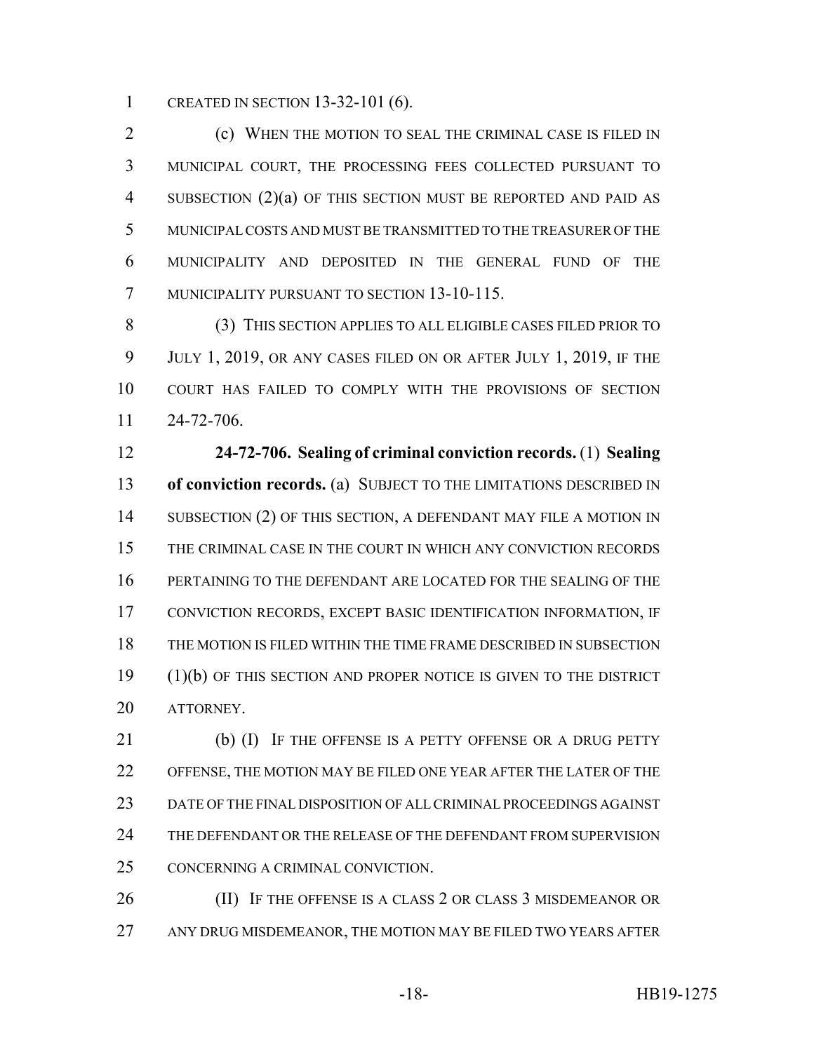CREATED IN SECTION 13-32-101 (6).

(c) WHEN THE MOTION TO SEAL THE CRIMINAL CASE IS FILED IN MUNICIPAL COURT, THE PROCESSING FEES COLLECTED PURSUANT TO SUBSECTION (2)(a) OF THIS SECTION MUST BE REPORTED AND PAID AS MUNICIPAL COSTS AND MUST BE TRANSMITTED TO THE TREASURER OF THE MUNICIPALITY AND DEPOSITED IN THE GENERAL FUND OF THE MUNICIPALITY PURSUANT TO SECTION 13-10-115.

(3) THIS SECTION APPLIES TO ALL ELIGIBLE CASES FILED PRIOR TO JULY 1, 2019, OR ANY CASES FILED ON OR AFTER JULY 1, 2019, IF THE COURT HAS FAILED TO COMPLY WITH THE PROVISIONS OF SECTION 24-72-706.

**24-72-706. Sealing of criminal conviction records.** (1) **Sealing of conviction records.** (a) SUBJECT TO THE LIMITATIONS DESCRIBED IN SUBSECTION (2) OF THIS SECTION, A DEFENDANT MAY FILE A MOTION IN THE CRIMINAL CASE IN THE COURT IN WHICH ANY CONVICTION RECORDS PERTAINING TO THE DEFENDANT ARE LOCATED FOR THE SEALING OF THE CONVICTION RECORDS, EXCEPT BASIC IDENTIFICATION INFORMATION, IF THE MOTION IS FILED WITHIN THE TIME FRAME DESCRIBED IN SUBSECTION (1)(b) OF THIS SECTION AND PROPER NOTICE IS GIVEN TO THE DISTRICT ATTORNEY.

(b) (I) IF THE OFFENSE IS A PETTY OFFENSE OR A DRUG PETTY OFFENSE, THE MOTION MAY BE FILED ONE YEAR AFTER THE LATER OF THE DATE OF THE FINAL DISPOSITION OF ALL CRIMINAL PROCEEDINGS AGAINST THE DEFENDANT OR THE RELEASE OF THE DEFENDANT FROM SUPERVISION CONCERNING A CRIMINAL CONVICTION.

(II) IF THE OFFENSE IS A CLASS 2 OR CLASS 3 MISDEMEANOR OR ANY DRUG MISDEMEANOR, THE MOTION MAY BE FILED TWO YEARS AFTER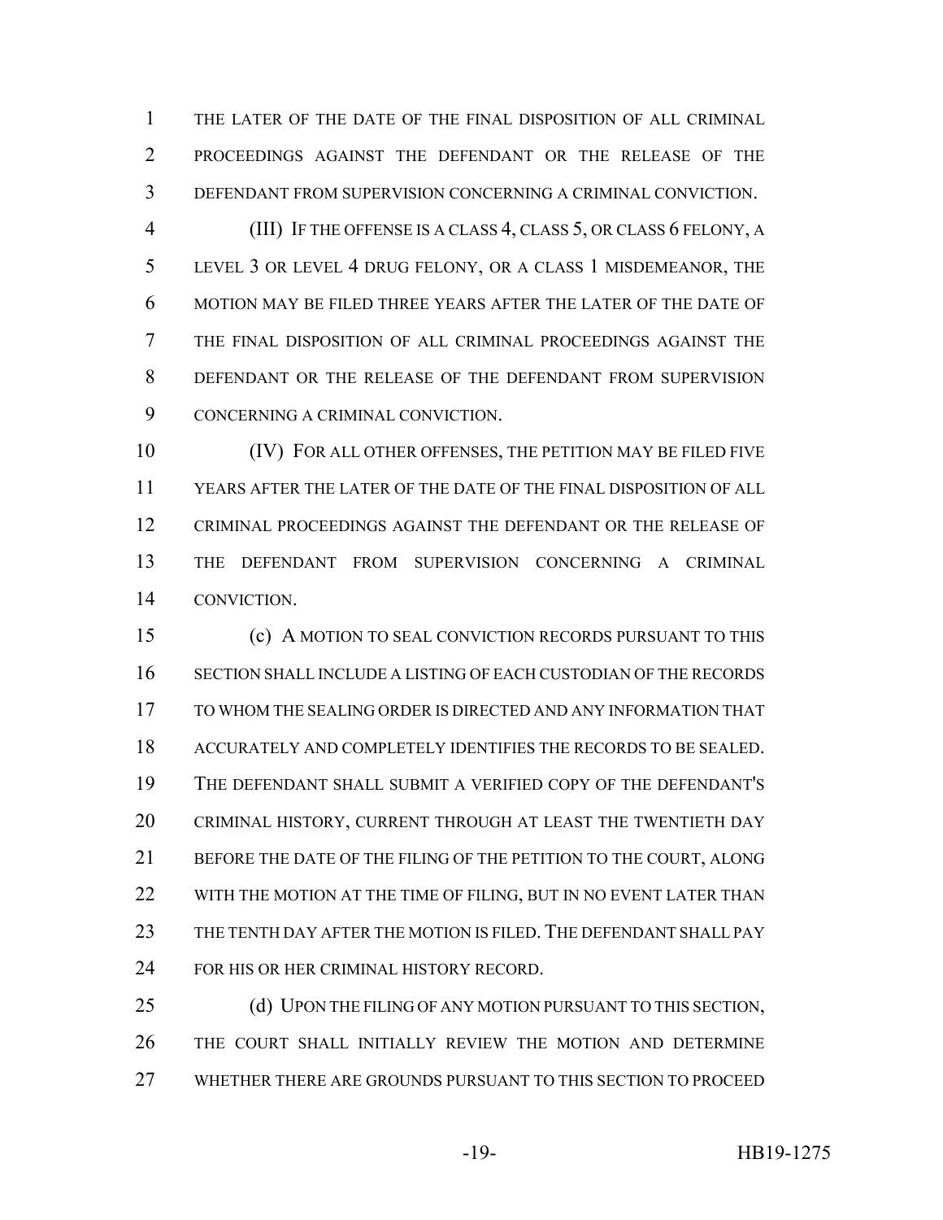THE LATER OF THE DATE OF THE FINAL DISPOSITION OF ALL CRIMINAL PROCEEDINGS AGAINST THE DEFENDANT OR THE RELEASE OF THE DEFENDANT FROM SUPERVISION CONCERNING A CRIMINAL CONVICTION.

(III) IF THE OFFENSE IS A CLASS 4, CLASS 5, OR CLASS 6 FELONY, A LEVEL 3 OR LEVEL 4 DRUG FELONY, OR A CLASS 1 MISDEMEANOR, THE MOTION MAY BE FILED THREE YEARS AFTER THE LATER OF THE DATE OF THE FINAL DISPOSITION OF ALL CRIMINAL PROCEEDINGS AGAINST THE DEFENDANT OR THE RELEASE OF THE DEFENDANT FROM SUPERVISION CONCERNING A CRIMINAL CONVICTION.

(IV) FOR ALL OTHER OFFENSES, THE PETITION MAY BE FILED FIVE YEARS AFTER THE LATER OF THE DATE OF THE FINAL DISPOSITION OF ALL CRIMINAL PROCEEDINGS AGAINST THE DEFENDANT OR THE RELEASE OF THE DEFENDANT FROM SUPERVISION CONCERNING A CRIMINAL CONVICTION.

(c) A MOTION TO SEAL CONVICTION RECORDS PURSUANT TO THIS SECTION SHALL INCLUDE A LISTING OF EACH CUSTODIAN OF THE RECORDS TO WHOM THE SEALING ORDER IS DIRECTED AND ANY INFORMATION THAT ACCURATELY AND COMPLETELY IDENTIFIES THE RECORDS TO BE SEALED. THE DEFENDANT SHALL SUBMIT A VERIFIED COPY OF THE DEFENDANT'S CRIMINAL HISTORY, CURRENT THROUGH AT LEAST THE TWENTIETH DAY BEFORE THE DATE OF THE FILING OF THE PETITION TO THE COURT, ALONG WITH THE MOTION AT THE TIME OF FILING, BUT IN NO EVENT LATER THAN THE TENTH DAY AFTER THE MOTION IS FILED. THE DEFENDANT SHALL PAY FOR HIS OR HER CRIMINAL HISTORY RECORD.

(d) UPON THE FILING OF ANY MOTION PURSUANT TO THIS SECTION, THE COURT SHALL INITIALLY REVIEW THE MOTION AND DETERMINE WHETHER THERE ARE GROUNDS PURSUANT TO THIS SECTION TO PROCEED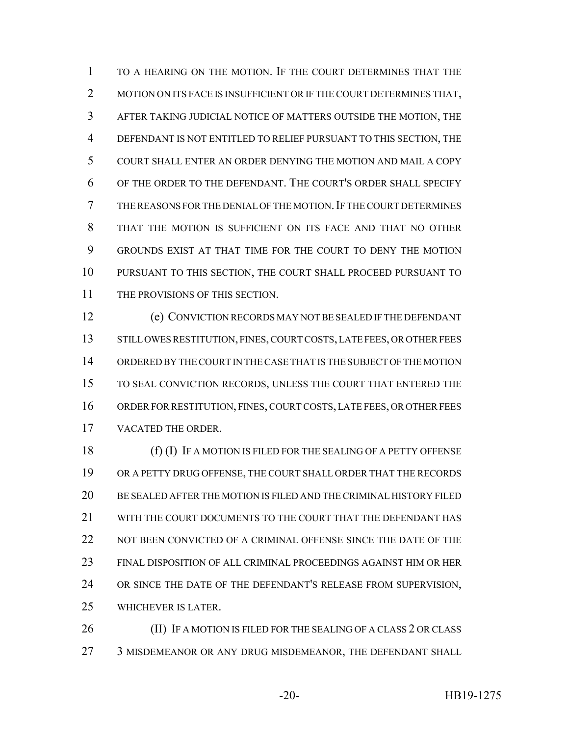TO A HEARING ON THE MOTION. IF THE COURT DETERMINES THAT THE MOTION ON ITS FACE IS INSUFFICIENT OR IF THE COURT DETERMINES THAT, AFTER TAKING JUDICIAL NOTICE OF MATTERS OUTSIDE THE MOTION, THE DEFENDANT IS NOT ENTITLED TO RELIEF PURSUANT TO THIS SECTION, THE COURT SHALL ENTER AN ORDER DENYING THE MOTION AND MAIL A COPY OF THE ORDER TO THE DEFENDANT. THE COURT'S ORDER SHALL SPECIFY THE REASONS FOR THE DENIAL OF THE MOTION. IF THE COURT DETERMINES THAT THE MOTION IS SUFFICIENT ON ITS FACE AND THAT NO OTHER GROUNDS EXIST AT THAT TIME FOR THE COURT TO DENY THE MOTION PURSUANT TO THIS SECTION, THE COURT SHALL PROCEED PURSUANT TO THE PROVISIONS OF THIS SECTION.

(e) CONVICTION RECORDS MAY NOT BE SEALED IF THE DEFENDANT STILL OWES RESTITUTION, FINES, COURT COSTS, LATE FEES, OR OTHER FEES ORDERED BY THE COURT IN THE CASE THAT IS THE SUBJECT OF THE MOTION TO SEAL CONVICTION RECORDS, UNLESS THE COURT THAT ENTERED THE ORDER FOR RESTITUTION, FINES, COURT COSTS, LATE FEES, OR OTHER FEES VACATED THE ORDER.

(f) (I) IF A MOTION IS FILED FOR THE SEALING OF A PETTY OFFENSE OR A PETTY DRUG OFFENSE, THE COURT SHALL ORDER THAT THE RECORDS BE SEALED AFTER THE MOTION IS FILED AND THE CRIMINAL HISTORY FILED WITH THE COURT DOCUMENTS TO THE COURT THAT THE DEFENDANT HAS NOT BEEN CONVICTED OF A CRIMINAL OFFENSE SINCE THE DATE OF THE FINAL DISPOSITION OF ALL CRIMINAL PROCEEDINGS AGAINST HIM OR HER OR SINCE THE DATE OF THE DEFENDANT'S RELEASE FROM SUPERVISION, WHICHEVER IS LATER.

(II) IF A MOTION IS FILED FOR THE SEALING OF A CLASS 2 OR CLASS 3 MISDEMEANOR OR ANY DRUG MISDEMEANOR, THE DEFENDANT SHALL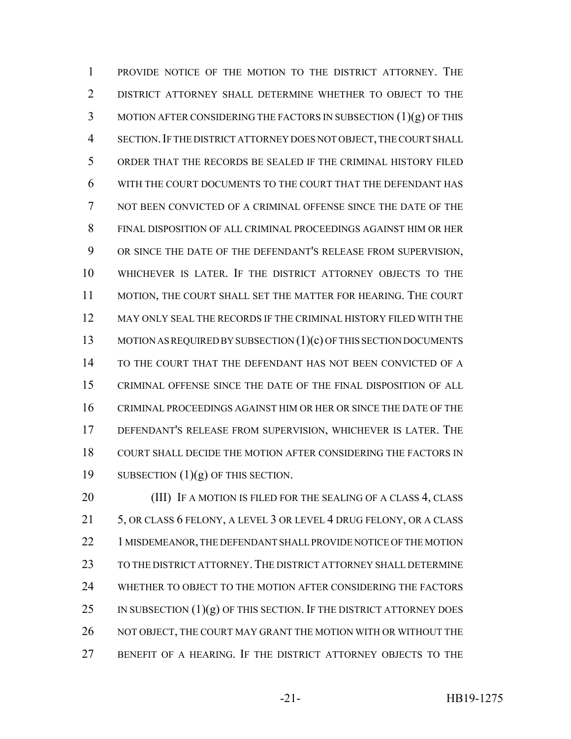PROVIDE NOTICE OF THE MOTION TO THE DISTRICT ATTORNEY. THE DISTRICT ATTORNEY SHALL DETERMINE WHETHER TO OBJECT TO THE MOTION AFTER CONSIDERING THE FACTORS IN SUBSECTION (1)(g) OF THIS SECTION. IF THE DISTRICT ATTORNEY DOES NOT OBJECT, THE COURT SHALL ORDER THAT THE RECORDS BE SEALED IF THE CRIMINAL HISTORY FILED WITH THE COURT DOCUMENTS TO THE COURT THAT THE DEFENDANT HAS NOT BEEN CONVICTED OF A CRIMINAL OFFENSE SINCE THE DATE OF THE FINAL DISPOSITION OF ALL CRIMINAL PROCEEDINGS AGAINST HIM OR HER OR SINCE THE DATE OF THE DEFENDANT'S RELEASE FROM SUPERVISION, WHICHEVER IS LATER. IF THE DISTRICT ATTORNEY OBJECTS TO THE MOTION, THE COURT SHALL SET THE MATTER FOR HEARING. THE COURT MAY ONLY SEAL THE RECORDS IF THE CRIMINAL HISTORY FILED WITH THE MOTION AS REQUIRED BY SUBSECTION (1)(c) OF THIS SECTION DOCUMENTS TO THE COURT THAT THE DEFENDANT HAS NOT BEEN CONVICTED OF A CRIMINAL OFFENSE SINCE THE DATE OF THE FINAL DISPOSITION OF ALL CRIMINAL PROCEEDINGS AGAINST HIM OR HER OR SINCE THE DATE OF THE DEFENDANT'S RELEASE FROM SUPERVISION, WHICHEVER IS LATER. THE COURT SHALL DECIDE THE MOTION AFTER CONSIDERING THE FACTORS IN SUBSECTION (1)(g) OF THIS SECTION.

(III) IF A MOTION IS FILED FOR THE SEALING OF A CLASS 4, CLASS 5, OR CLASS 6 FELONY, A LEVEL 3 OR LEVEL 4 DRUG FELONY, OR A CLASS 1 MISDEMEANOR, THE DEFENDANT SHALL PROVIDE NOTICE OF THE MOTION TO THE DISTRICT ATTORNEY. THE DISTRICT ATTORNEY SHALL DETERMINE WHETHER TO OBJECT TO THE MOTION AFTER CONSIDERING THE FACTORS IN SUBSECTION (1)(g) OF THIS SECTION. IF THE DISTRICT ATTORNEY DOES NOT OBJECT, THE COURT MAY GRANT THE MOTION WITH OR WITHOUT THE BENEFIT OF A HEARING. IF THE DISTRICT ATTORNEY OBJECTS TO THE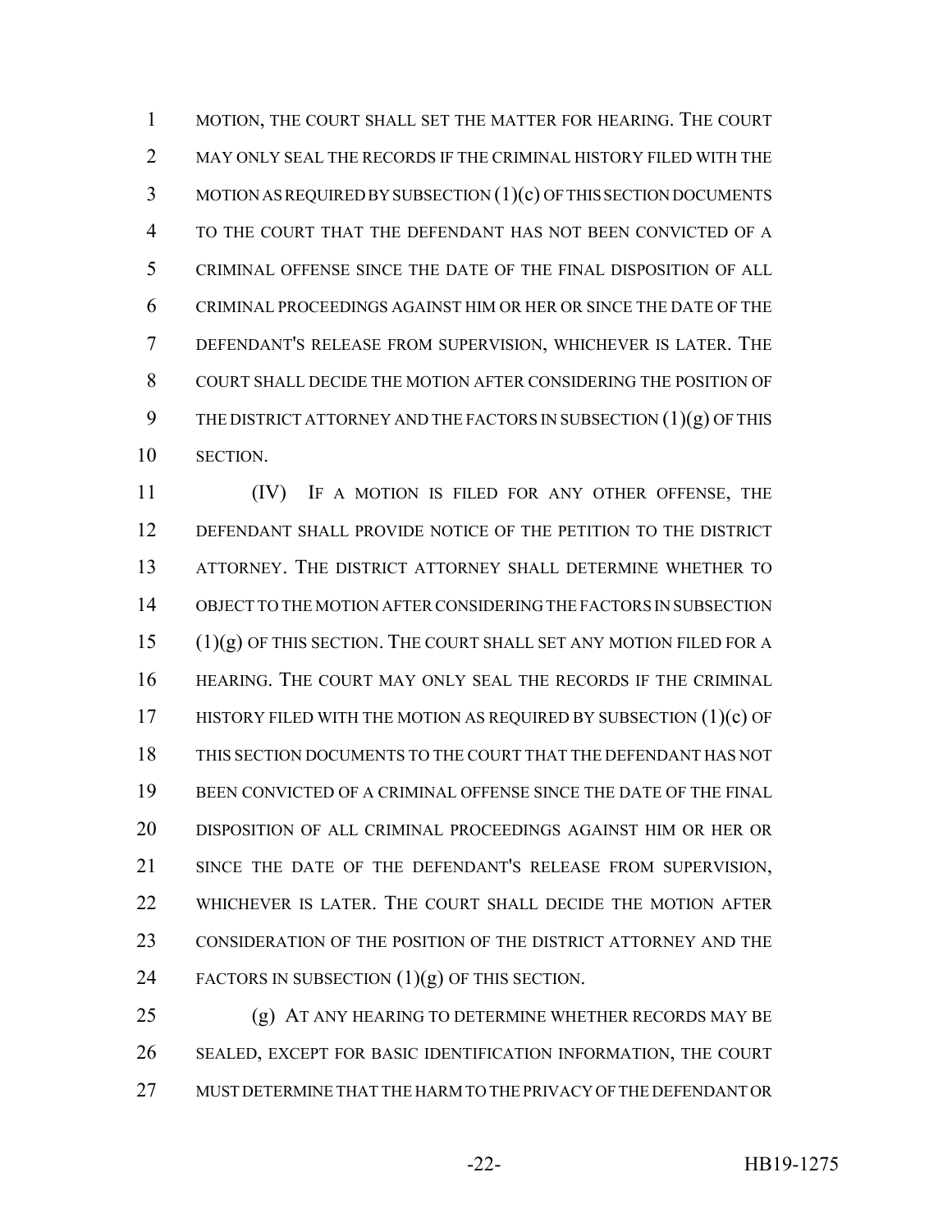MOTION, THE COURT SHALL SET THE MATTER FOR HEARING. THE COURT MAY ONLY SEAL THE RECORDS IF THE CRIMINAL HISTORY FILED WITH THE MOTION AS REQUIRED BY SUBSECTION (1)(c) OF THIS SECTION DOCUMENTS TO THE COURT THAT THE DEFENDANT HAS NOT BEEN CONVICTED OF A CRIMINAL OFFENSE SINCE THE DATE OF THE FINAL DISPOSITION OF ALL CRIMINAL PROCEEDINGS AGAINST HIM OR HER OR SINCE THE DATE OF THE DEFENDANT'S RELEASE FROM SUPERVISION, WHICHEVER IS LATER. THE COURT SHALL DECIDE THE MOTION AFTER CONSIDERING THE POSITION OF THE DISTRICT ATTORNEY AND THE FACTORS IN SUBSECTION (1)(g) OF THIS SECTION.

(IV) IF A MOTION IS FILED FOR ANY OTHER OFFENSE, THE DEFENDANT SHALL PROVIDE NOTICE OF THE PETITION TO THE DISTRICT ATTORNEY. THE DISTRICT ATTORNEY SHALL DETERMINE WHETHER TO OBJECT TO THE MOTION AFTER CONSIDERING THE FACTORS IN SUBSECTION (1)(g) OF THIS SECTION. THE COURT SHALL SET ANY MOTION FILED FOR A HEARING. THE COURT MAY ONLY SEAL THE RECORDS IF THE CRIMINAL HISTORY FILED WITH THE MOTION AS REQUIRED BY SUBSECTION (1)(c) OF THIS SECTION DOCUMENTS TO THE COURT THAT THE DEFENDANT HAS NOT BEEN CONVICTED OF A CRIMINAL OFFENSE SINCE THE DATE OF THE FINAL DISPOSITION OF ALL CRIMINAL PROCEEDINGS AGAINST HIM OR HER OR SINCE THE DATE OF THE DEFENDANT'S RELEASE FROM SUPERVISION, WHICHEVER IS LATER. THE COURT SHALL DECIDE THE MOTION AFTER CONSIDERATION OF THE POSITION OF THE DISTRICT ATTORNEY AND THE FACTORS IN SUBSECTION (1)(g) OF THIS SECTION.

(g) AT ANY HEARING TO DETERMINE WHETHER RECORDS MAY BE SEALED, EXCEPT FOR BASIC IDENTIFICATION INFORMATION, THE COURT MUST DETERMINE THAT THE HARM TO THE PRIVACY OF THE DEFENDANT OR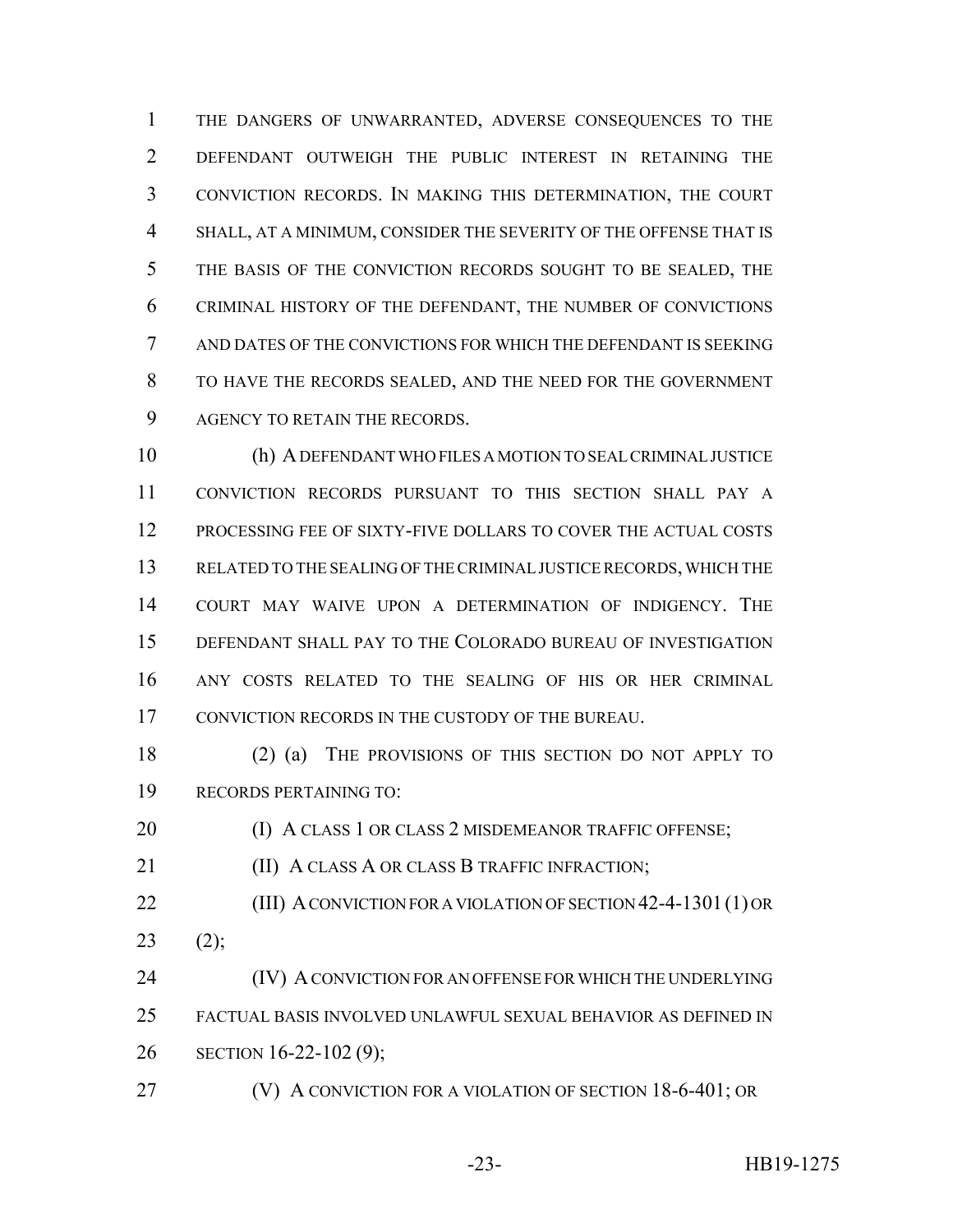THE DANGERS OF UNWARRANTED, ADVERSE CONSEQUENCES TO THE DEFENDANT OUTWEIGH THE PUBLIC INTEREST IN RETAINING THE CONVICTION RECORDS. IN MAKING THIS DETERMINATION, THE COURT SHALL, AT A MINIMUM, CONSIDER THE SEVERITY OF THE OFFENSE THAT IS THE BASIS OF THE CONVICTION RECORDS SOUGHT TO BE SEALED, THE CRIMINAL HISTORY OF THE DEFENDANT, THE NUMBER OF CONVICTIONS AND DATES OF THE CONVICTIONS FOR WHICH THE DEFENDANT IS SEEKING TO HAVE THE RECORDS SEALED, AND THE NEED FOR THE GOVERNMENT AGENCY TO RETAIN THE RECORDS.

(h) A DEFENDANT WHO FILES A MOTION TO SEAL CRIMINAL JUSTICE CONVICTION RECORDS PURSUANT TO THIS SECTION SHALL PAY A PROCESSING FEE OF SIXTY-FIVE DOLLARS TO COVER THE ACTUAL COSTS RELATED TO THE SEALING OF THE CRIMINAL JUSTICE RECORDS, WHICH THE COURT MAY WAIVE UPON A DETERMINATION OF INDIGENCY. THE DEFENDANT SHALL PAY TO THE COLORADO BUREAU OF INVESTIGATION ANY COSTS RELATED TO THE SEALING OF HIS OR HER CRIMINAL CONVICTION RECORDS IN THE CUSTODY OF THE BUREAU.

(2) (a) THE PROVISIONS OF THIS SECTION DO NOT APPLY TO RECORDS PERTAINING TO:

(I) A CLASS 1 OR CLASS 2 MISDEMEANOR TRAFFIC OFFENSE;

(II) A CLASS A OR CLASS B TRAFFIC INFRACTION;

(III) A CONVICTION FOR A VIOLATION OF SECTION 42-4-1301 (1) OR (2);

(IV) A CONVICTION FOR AN OFFENSE FOR WHICH THE UNDERLYING FACTUAL BASIS INVOLVED UNLAWFUL SEXUAL BEHAVIOR AS DEFINED IN SECTION 16-22-102 (9);

(V) A CONVICTION FOR A VIOLATION OF SECTION 18-6-401; OR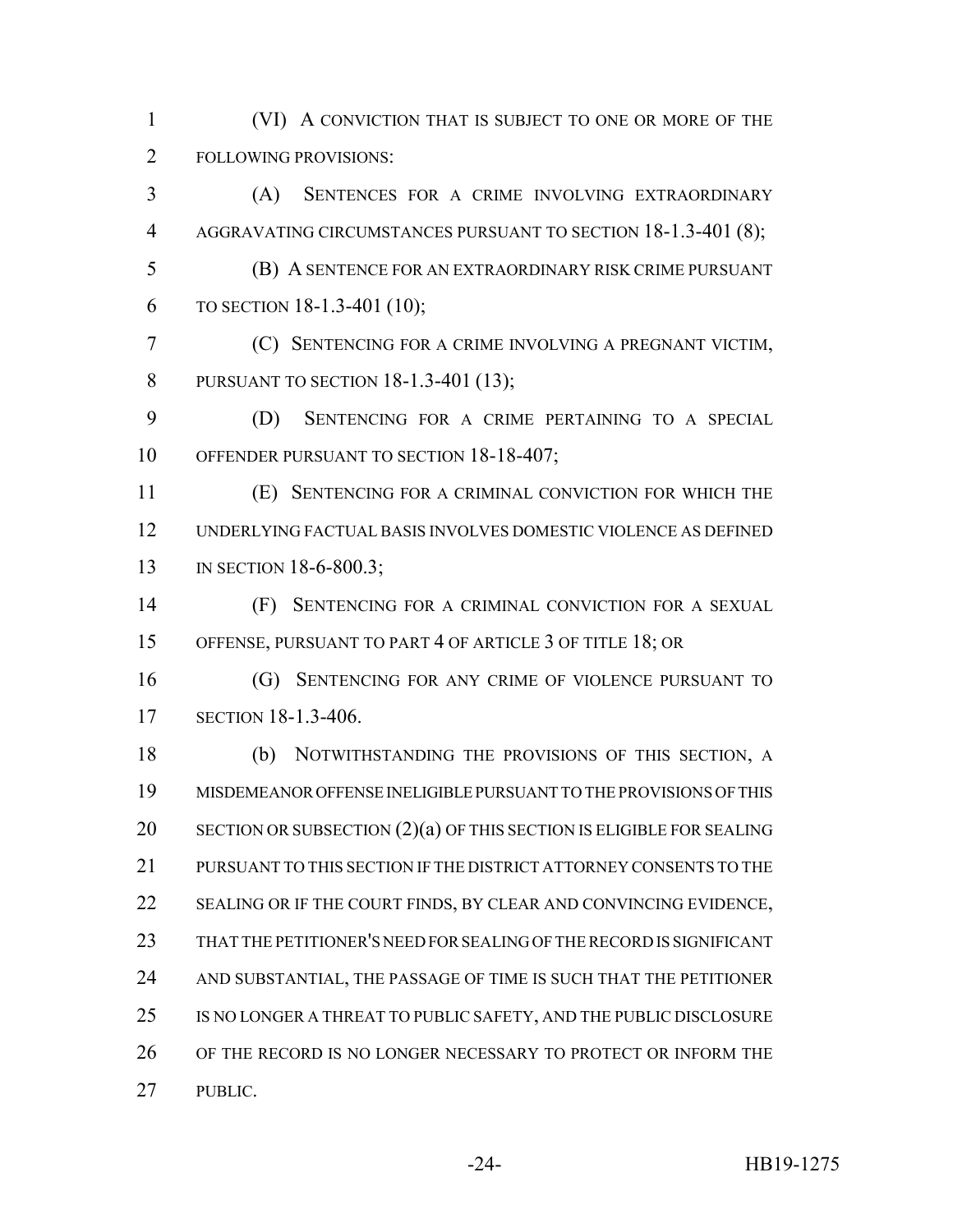(VI) A CONVICTION THAT IS SUBJECT TO ONE OR MORE OF THE FOLLOWING PROVISIONS:

(A) SENTENCES FOR A CRIME INVOLVING EXTRAORDINARY AGGRAVATING CIRCUMSTANCES PURSUANT TO SECTION 18-1.3-401 (8);

(B) A SENTENCE FOR AN EXTRAORDINARY RISK CRIME PURSUANT TO SECTION 18-1.3-401 (10);

(C) SENTENCING FOR A CRIME INVOLVING A PREGNANT VICTIM, PURSUANT TO SECTION 18-1.3-401 (13);

(D) SENTENCING FOR A CRIME PERTAINING TO A SPECIAL OFFENDER PURSUANT TO SECTION 18-18-407;

(E) SENTENCING FOR A CRIMINAL CONVICTION FOR WHICH THE UNDERLYING FACTUAL BASIS INVOLVES DOMESTIC VIOLENCE AS DEFINED IN SECTION 18-6-800.3;

(F) SENTENCING FOR A CRIMINAL CONVICTION FOR A SEXUAL OFFENSE, PURSUANT TO PART 4 OF ARTICLE 3 OF TITLE 18; OR

(G) SENTENCING FOR ANY CRIME OF VIOLENCE PURSUANT TO SECTION 18-1.3-406.

(b) NOTWITHSTANDING THE PROVISIONS OF THIS SECTION, A MISDEMEANOR OFFENSE INELIGIBLE PURSUANT TO THE PROVISIONS OF THIS SECTION OR SUBSECTION (2)(a) OF THIS SECTION IS ELIGIBLE FOR SEALING PURSUANT TO THIS SECTION IF THE DISTRICT ATTORNEY CONSENTS TO THE SEALING OR IF THE COURT FINDS, BY CLEAR AND CONVINCING EVIDENCE, THAT THE PETITIONER'S NEED FOR SEALING OF THE RECORD IS SIGNIFICANT AND SUBSTANTIAL, THE PASSAGE OF TIME IS SUCH THAT THE PETITIONER IS NO LONGER A THREAT TO PUBLIC SAFETY, AND THE PUBLIC DISCLOSURE OF THE RECORD IS NO LONGER NECESSARY TO PROTECT OR INFORM THE PUBLIC.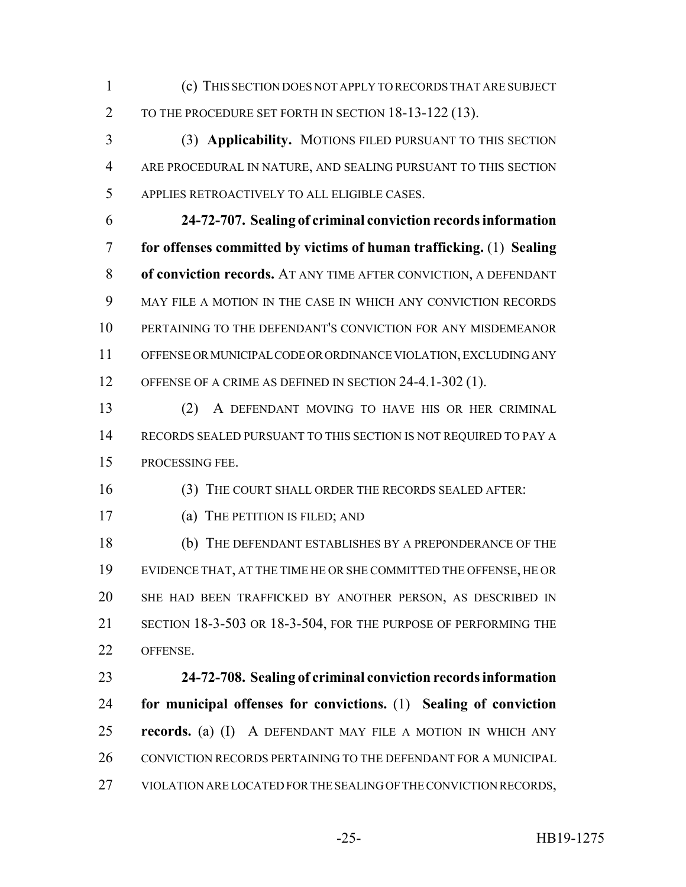(c) THIS SECTION DOES NOT APPLY TO RECORDS THAT ARE SUBJECT TO THE PROCEDURE SET FORTH IN SECTION 18-13-122 (13).

(3) **Applicability.** MOTIONS FILED PURSUANT TO THIS SECTION ARE PROCEDURAL IN NATURE, AND SEALING PURSUANT TO THIS SECTION APPLIES RETROACTIVELY TO ALL ELIGIBLE CASES.

**24-72-707. Sealing of criminal conviction records information for offenses committed by victims of human trafficking.** (1) **Sealing of conviction records.** AT ANY TIME AFTER CONVICTION, A DEFENDANT MAY FILE A MOTION IN THE CASE IN WHICH ANY CONVICTION RECORDS PERTAINING TO THE DEFENDANT'S CONVICTION FOR ANY MISDEMEANOR OFFENSE OR MUNICIPAL CODE OR ORDINANCE VIOLATION, EXCLUDING ANY OFFENSE OF A CRIME AS DEFINED IN SECTION 24-4.1-302 (1).

(2) A DEFENDANT MOVING TO HAVE HIS OR HER CRIMINAL RECORDS SEALED PURSUANT TO THIS SECTION IS NOT REQUIRED TO PAY A PROCESSING FEE.

(3) THE COURT SHALL ORDER THE RECORDS SEALED AFTER:

(a) THE PETITION IS FILED; AND

(b) THE DEFENDANT ESTABLISHES BY A PREPONDERANCE OF THE EVIDENCE THAT, AT THE TIME HE OR SHE COMMITTED THE OFFENSE, HE OR SHE HAD BEEN TRAFFICKED BY ANOTHER PERSON, AS DESCRIBED IN SECTION 18-3-503 OR 18-3-504, FOR THE PURPOSE OF PERFORMING THE OFFENSE.

**24-72-708. Sealing of criminal conviction records information for municipal offenses for convictions.** (1) **Sealing of conviction records.** (a) (I) A DEFENDANT MAY FILE A MOTION IN WHICH ANY CONVICTION RECORDS PERTAINING TO THE DEFENDANT FOR A MUNICIPAL VIOLATION ARE LOCATED FOR THE SEALING OF THE CONVICTION RECORDS,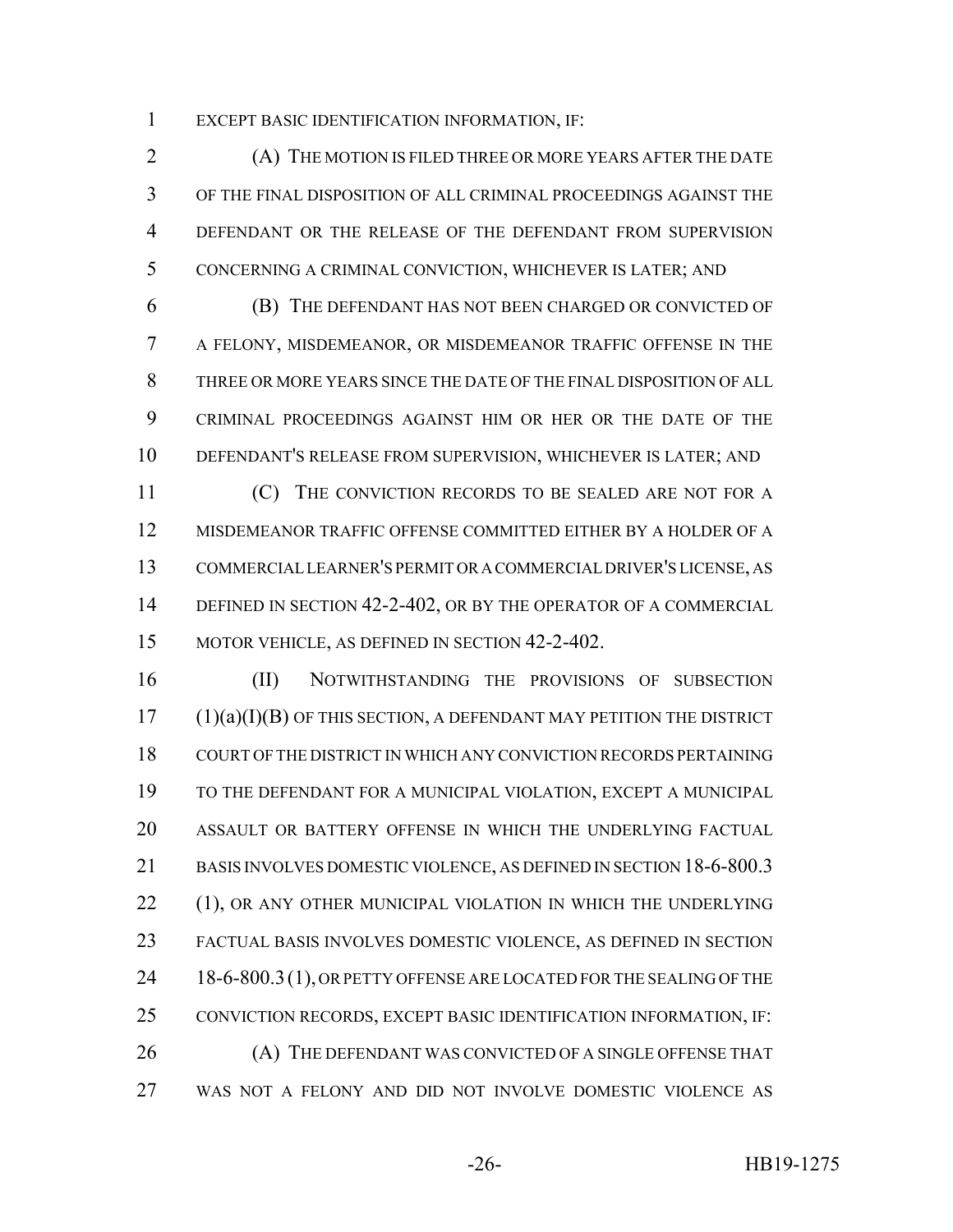EXCEPT BASIC IDENTIFICATION INFORMATION, IF:

(A) THE MOTION IS FILED THREE OR MORE YEARS AFTER THE DATE OF THE FINAL DISPOSITION OF ALL CRIMINAL PROCEEDINGS AGAINST THE DEFENDANT OR THE RELEASE OF THE DEFENDANT FROM SUPERVISION CONCERNING A CRIMINAL CONVICTION, WHICHEVER IS LATER; AND

(B) THE DEFENDANT HAS NOT BEEN CHARGED OR CONVICTED OF A FELONY, MISDEMEANOR, OR MISDEMEANOR TRAFFIC OFFENSE IN THE THREE OR MORE YEARS SINCE THE DATE OF THE FINAL DISPOSITION OF ALL CRIMINAL PROCEEDINGS AGAINST HIM OR HER OR THE DATE OF THE DEFENDANT'S RELEASE FROM SUPERVISION, WHICHEVER IS LATER; AND

(C) THE CONVICTION RECORDS TO BE SEALED ARE NOT FOR A MISDEMEANOR TRAFFIC OFFENSE COMMITTED EITHER BY A HOLDER OF A COMMERCIAL LEARNER'S PERMIT OR A COMMERCIAL DRIVER'S LICENSE, AS DEFINED IN SECTION 42-2-402, OR BY THE OPERATOR OF A COMMERCIAL MOTOR VEHICLE, AS DEFINED IN SECTION 42-2-402.

(II) NOTWITHSTANDING THE PROVISIONS OF SUBSECTION (1)(a)(I)(B) OF THIS SECTION, A DEFENDANT MAY PETITION THE DISTRICT COURT OF THE DISTRICT IN WHICH ANY CONVICTION RECORDS PERTAINING TO THE DEFENDANT FOR A MUNICIPAL VIOLATION, EXCEPT A MUNICIPAL ASSAULT OR BATTERY OFFENSE IN WHICH THE UNDERLYING FACTUAL BASIS INVOLVES DOMESTIC VIOLENCE, AS DEFINED IN SECTION 18-6-800.3 (1), OR ANY OTHER MUNICIPAL VIOLATION IN WHICH THE UNDERLYING FACTUAL BASIS INVOLVES DOMESTIC VIOLENCE, AS DEFINED IN SECTION 18-6-800.3 (1), OR PETTY OFFENSE ARE LOCATED FOR THE SEALING OF THE CONVICTION RECORDS, EXCEPT BASIC IDENTIFICATION INFORMATION, IF:

(A) THE DEFENDANT WAS CONVICTED OF A SINGLE OFFENSE THAT WAS NOT A FELONY AND DID NOT INVOLVE DOMESTIC VIOLENCE AS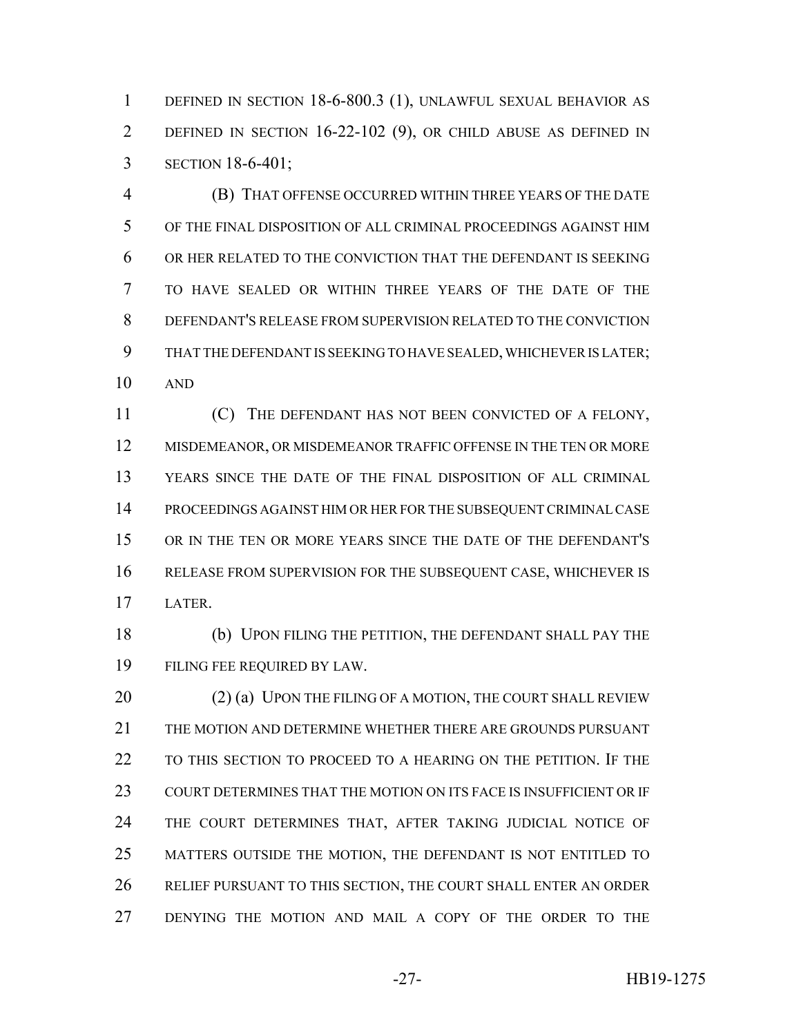DEFINED IN SECTION 18-6-800.3 (1), UNLAWFUL SEXUAL BEHAVIOR AS DEFINED IN SECTION 16-22-102 (9), OR CHILD ABUSE AS DEFINED IN SECTION 18-6-401;

(B) THAT OFFENSE OCCURRED WITHIN THREE YEARS OF THE DATE OF THE FINAL DISPOSITION OF ALL CRIMINAL PROCEEDINGS AGAINST HIM OR HER RELATED TO THE CONVICTION THAT THE DEFENDANT IS SEEKING TO HAVE SEALED OR WITHIN THREE YEARS OF THE DATE OF THE DEFENDANT'S RELEASE FROM SUPERVISION RELATED TO THE CONVICTION THAT THE DEFENDANT IS SEEKING TO HAVE SEALED, WHICHEVER IS LATER; AND

(C) THE DEFENDANT HAS NOT BEEN CONVICTED OF A FELONY, MISDEMEANOR, OR MISDEMEANOR TRAFFIC OFFENSE IN THE TEN OR MORE YEARS SINCE THE DATE OF THE FINAL DISPOSITION OF ALL CRIMINAL PROCEEDINGS AGAINST HIM OR HER FOR THE SUBSEQUENT CRIMINAL CASE OR IN THE TEN OR MORE YEARS SINCE THE DATE OF THE DEFENDANT'S RELEASE FROM SUPERVISION FOR THE SUBSEQUENT CASE, WHICHEVER IS LATER.

(b) UPON FILING THE PETITION, THE DEFENDANT SHALL PAY THE FILING FEE REQUIRED BY LAW.

(2) (a) UPON THE FILING OF A MOTION, THE COURT SHALL REVIEW THE MOTION AND DETERMINE WHETHER THERE ARE GROUNDS PURSUANT TO THIS SECTION TO PROCEED TO A HEARING ON THE PETITION. IF THE COURT DETERMINES THAT THE MOTION ON ITS FACE IS INSUFFICIENT OR IF THE COURT DETERMINES THAT, AFTER TAKING JUDICIAL NOTICE OF MATTERS OUTSIDE THE MOTION, THE DEFENDANT IS NOT ENTITLED TO RELIEF PURSUANT TO THIS SECTION, THE COURT SHALL ENTER AN ORDER DENYING THE MOTION AND MAIL A COPY OF THE ORDER TO THE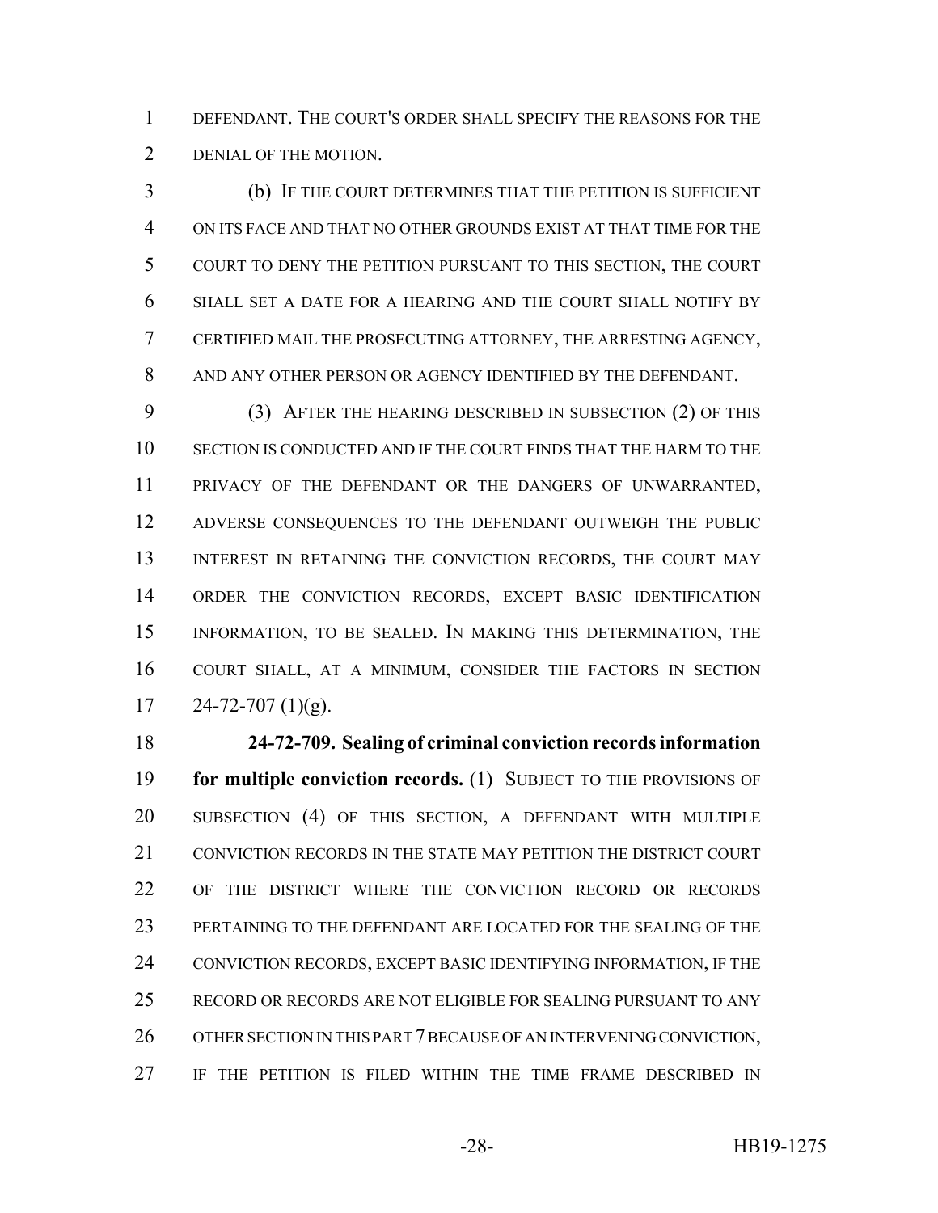DEFENDANT. THE COURT'S ORDER SHALL SPECIFY THE REASONS FOR THE DENIAL OF THE MOTION.

(b) IF THE COURT DETERMINES THAT THE PETITION IS SUFFICIENT ON ITS FACE AND THAT NO OTHER GROUNDS EXIST AT THAT TIME FOR THE COURT TO DENY THE PETITION PURSUANT TO THIS SECTION, THE COURT SHALL SET A DATE FOR A HEARING AND THE COURT SHALL NOTIFY BY CERTIFIED MAIL THE PROSECUTING ATTORNEY, THE ARRESTING AGENCY, AND ANY OTHER PERSON OR AGENCY IDENTIFIED BY THE DEFENDANT.

(3) AFTER THE HEARING DESCRIBED IN SUBSECTION (2) OF THIS SECTION IS CONDUCTED AND IF THE COURT FINDS THAT THE HARM TO THE PRIVACY OF THE DEFENDANT OR THE DANGERS OF UNWARRANTED, ADVERSE CONSEQUENCES TO THE DEFENDANT OUTWEIGH THE PUBLIC INTEREST IN RETAINING THE CONVICTION RECORDS, THE COURT MAY ORDER THE CONVICTION RECORDS, EXCEPT BASIC IDENTIFICATION INFORMATION, TO BE SEALED. IN MAKING THIS DETERMINATION, THE COURT SHALL, AT A MINIMUM, CONSIDER THE FACTORS IN SECTION 24-72-707 (1)(g).

**24-72-709. Sealing of criminal conviction records information for multiple conviction records.** (1) SUBJECT TO THE PROVISIONS OF SUBSECTION (4) OF THIS SECTION, A DEFENDANT WITH MULTIPLE CONVICTION RECORDS IN THE STATE MAY PETITION THE DISTRICT COURT OF THE DISTRICT WHERE THE CONVICTION RECORD OR RECORDS PERTAINING TO THE DEFENDANT ARE LOCATED FOR THE SEALING OF THE CONVICTION RECORDS, EXCEPT BASIC IDENTIFYING INFORMATION, IF THE RECORD OR RECORDS ARE NOT ELIGIBLE FOR SEALING PURSUANT TO ANY OTHER SECTION IN THIS PART 7 BECAUSE OF AN INTERVENING CONVICTION, IF THE PETITION IS FILED WITHIN THE TIME FRAME DESCRIBED IN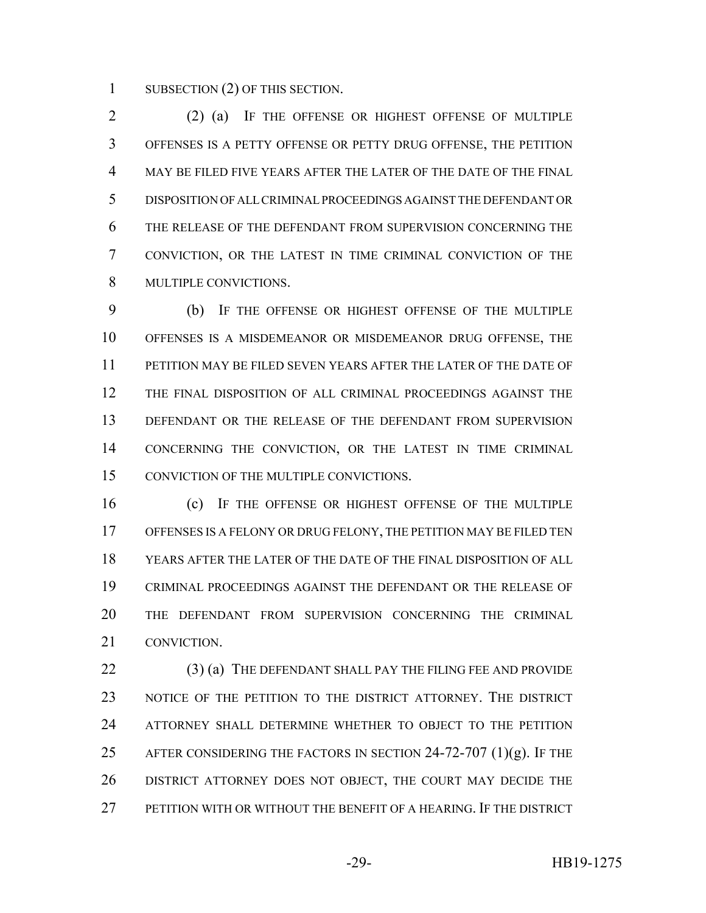SUBSECTION (2) OF THIS SECTION.

(2) (a) IF THE OFFENSE OR HIGHEST OFFENSE OF MULTIPLE OFFENSES IS A PETTY OFFENSE OR PETTY DRUG OFFENSE, THE PETITION MAY BE FILED FIVE YEARS AFTER THE LATER OF THE DATE OF THE FINAL DISPOSITION OF ALL CRIMINAL PROCEEDINGS AGAINST THE DEFENDANT OR THE RELEASE OF THE DEFENDANT FROM SUPERVISION CONCERNING THE CONVICTION, OR THE LATEST IN TIME CRIMINAL CONVICTION OF THE MULTIPLE CONVICTIONS.

(b) IF THE OFFENSE OR HIGHEST OFFENSE OF THE MULTIPLE OFFENSES IS A MISDEMEANOR OR MISDEMEANOR DRUG OFFENSE, THE PETITION MAY BE FILED SEVEN YEARS AFTER THE LATER OF THE DATE OF THE FINAL DISPOSITION OF ALL CRIMINAL PROCEEDINGS AGAINST THE DEFENDANT OR THE RELEASE OF THE DEFENDANT FROM SUPERVISION CONCERNING THE CONVICTION, OR THE LATEST IN TIME CRIMINAL CONVICTION OF THE MULTIPLE CONVICTIONS.

(c) IF THE OFFENSE OR HIGHEST OFFENSE OF THE MULTIPLE OFFENSES IS A FELONY OR DRUG FELONY, THE PETITION MAY BE FILED TEN YEARS AFTER THE LATER OF THE DATE OF THE FINAL DISPOSITION OF ALL CRIMINAL PROCEEDINGS AGAINST THE DEFENDANT OR THE RELEASE OF THE DEFENDANT FROM SUPERVISION CONCERNING THE CRIMINAL CONVICTION.

(3) (a) THE DEFENDANT SHALL PAY THE FILING FEE AND PROVIDE NOTICE OF THE PETITION TO THE DISTRICT ATTORNEY. THE DISTRICT ATTORNEY SHALL DETERMINE WHETHER TO OBJECT TO THE PETITION AFTER CONSIDERING THE FACTORS IN SECTION 24-72-707 (1)(g). IF THE DISTRICT ATTORNEY DOES NOT OBJECT, THE COURT MAY DECIDE THE PETITION WITH OR WITHOUT THE BENEFIT OF A HEARING. IF THE DISTRICT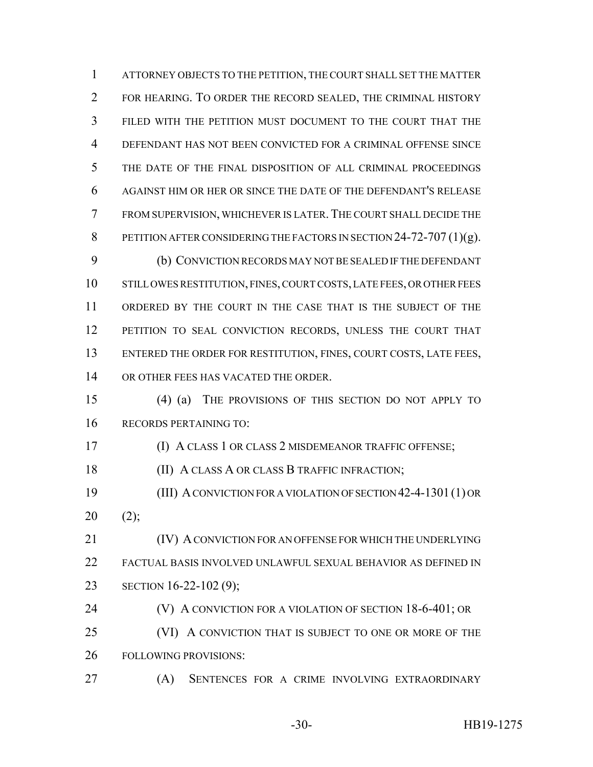ATTORNEY OBJECTS TO THE PETITION, THE COURT SHALL SET THE MATTER FOR HEARING. TO ORDER THE RECORD SEALED, THE CRIMINAL HISTORY FILED WITH THE PETITION MUST DOCUMENT TO THE COURT THAT THE DEFENDANT HAS NOT BEEN CONVICTED FOR A CRIMINAL OFFENSE SINCE THE DATE OF THE FINAL DISPOSITION OF ALL CRIMINAL PROCEEDINGS AGAINST HIM OR HER OR SINCE THE DATE OF THE DEFENDANT'S RELEASE FROM SUPERVISION, WHICHEVER IS LATER. THE COURT SHALL DECIDE THE PETITION AFTER CONSIDERING THE FACTORS IN SECTION 24-72-707 (1)(g).

(b) CONVICTION RECORDS MAY NOT BE SEALED IF THE DEFENDANT STILL OWES RESTITUTION, FINES, COURT COSTS, LATE FEES, OR OTHER FEES ORDERED BY THE COURT IN THE CASE THAT IS THE SUBJECT OF THE PETITION TO SEAL CONVICTION RECORDS, UNLESS THE COURT THAT ENTERED THE ORDER FOR RESTITUTION, FINES, COURT COSTS, LATE FEES, OR OTHER FEES HAS VACATED THE ORDER.

(4) (a) THE PROVISIONS OF THIS SECTION DO NOT APPLY TO RECORDS PERTAINING TO:

(I) A CLASS 1 OR CLASS 2 MISDEMEANOR TRAFFIC OFFENSE;

(II) A CLASS A OR CLASS B TRAFFIC INFRACTION;

(III) A CONVICTION FOR A VIOLATION OF SECTION 42-4-1301 (1) OR (2);

(IV) A CONVICTION FOR AN OFFENSE FOR WHICH THE UNDERLYING FACTUAL BASIS INVOLVED UNLAWFUL SEXUAL BEHAVIOR AS DEFINED IN SECTION 16-22-102 (9);

(V) A CONVICTION FOR A VIOLATION OF SECTION 18-6-401; OR

(VI) A CONVICTION THAT IS SUBJECT TO ONE OR MORE OF THE FOLLOWING PROVISIONS:

(A) SENTENCES FOR A CRIME INVOLVING EXTRAORDINARY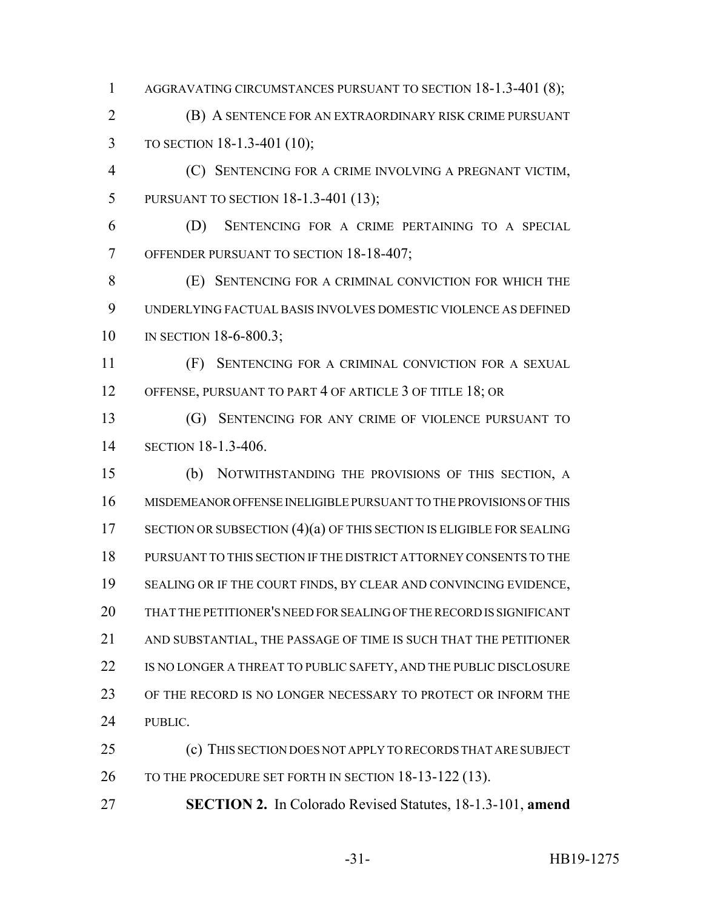AGGRAVATING CIRCUMSTANCES PURSUANT TO SECTION 18-1.3-401 (8);

(B) A SENTENCE FOR AN EXTRAORDINARY RISK CRIME PURSUANT TO SECTION 18-1.3-401 (10);

(C) SENTENCING FOR A CRIME INVOLVING A PREGNANT VICTIM, PURSUANT TO SECTION 18-1.3-401 (13);

(D) SENTENCING FOR A CRIME PERTAINING TO A SPECIAL OFFENDER PURSUANT TO SECTION 18-18-407;

(E) SENTENCING FOR A CRIMINAL CONVICTION FOR WHICH THE UNDERLYING FACTUAL BASIS INVOLVES DOMESTIC VIOLENCE AS DEFINED IN SECTION 18-6-800.3;

(F) SENTENCING FOR A CRIMINAL CONVICTION FOR A SEXUAL OFFENSE, PURSUANT TO PART 4 OF ARTICLE 3 OF TITLE 18; OR

(G) SENTENCING FOR ANY CRIME OF VIOLENCE PURSUANT TO SECTION 18-1.3-406.

(b) NOTWITHSTANDING THE PROVISIONS OF THIS SECTION, A MISDEMEANOR OFFENSE INELIGIBLE PURSUANT TO THE PROVISIONS OF THIS SECTION OR SUBSECTION (4)(a) OF THIS SECTION IS ELIGIBLE FOR SEALING PURSUANT TO THIS SECTION IF THE DISTRICT ATTORNEY CONSENTS TO THE SEALING OR IF THE COURT FINDS, BY CLEAR AND CONVINCING EVIDENCE, THAT THE PETITIONER'S NEED FOR SEALING OF THE RECORD IS SIGNIFICANT AND SUBSTANTIAL, THE PASSAGE OF TIME IS SUCH THAT THE PETITIONER IS NO LONGER A THREAT TO PUBLIC SAFETY, AND THE PUBLIC DISCLOSURE OF THE RECORD IS NO LONGER NECESSARY TO PROTECT OR INFORM THE PUBLIC.

(c) THIS SECTION DOES NOT APPLY TO RECORDS THAT ARE SUBJECT TO THE PROCEDURE SET FORTH IN SECTION 18-13-122 (13).

**SECTION 2.** In Colorado Revised Statutes, 18-1.3-101, **amend**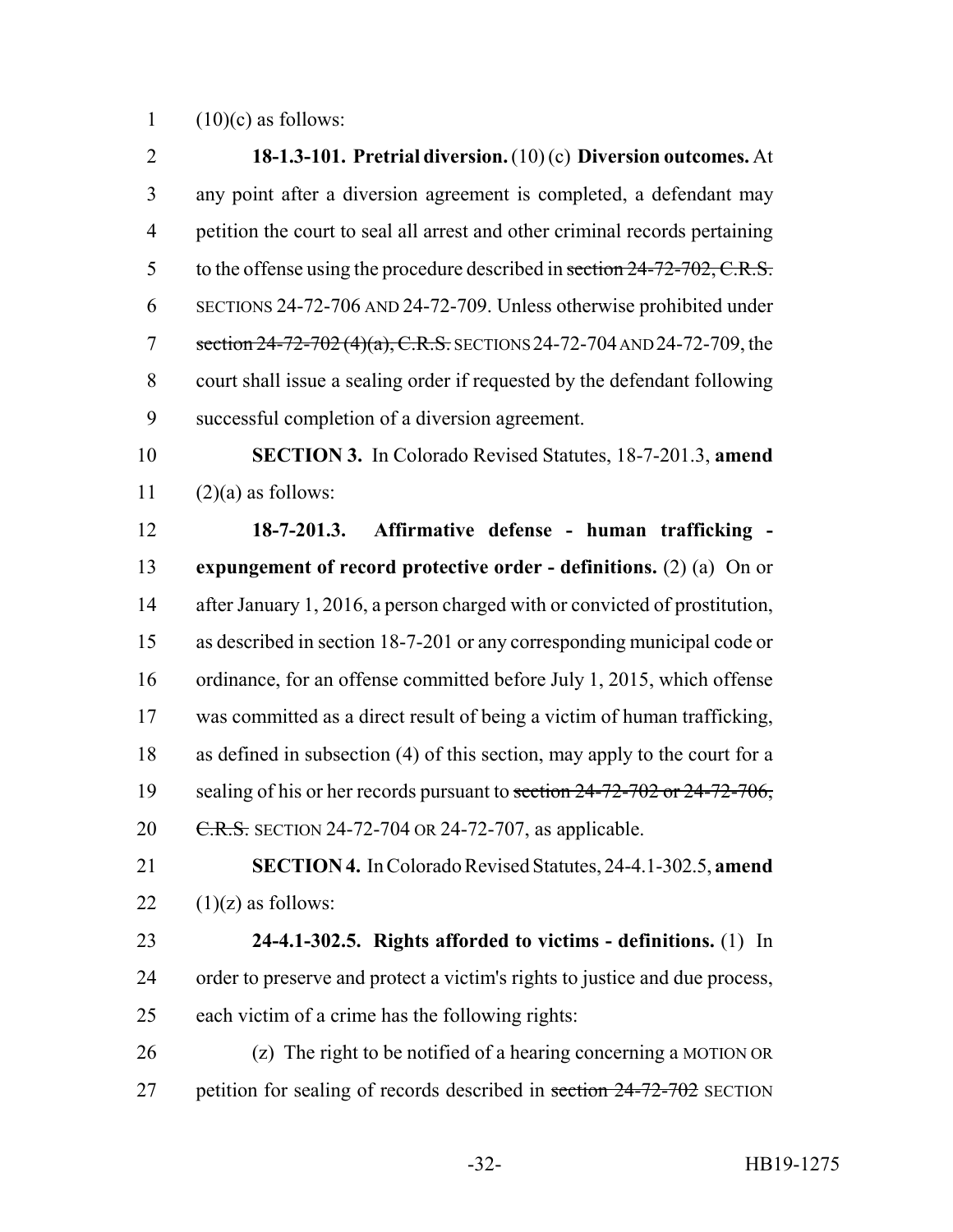(10)(c) as follows:

**18-1.3-101. Pretrial diversion.** (10) (c) **Diversion outcomes.** At any point after a diversion agreement is completed, a defendant may petition the court to seal all arrest and other criminal records pertaining to the offense using the procedure described in ~~section 24-72-702, C.R.S.~~ SECTIONS 24-72-706 AND 24-72-709. Unless otherwise prohibited under ~~section 24-72-702 (4)(a), C.R.S.~~ SECTIONS 24-72-704 AND 24-72-709, the court shall issue a sealing order if requested by the defendant following successful completion of a diversion agreement.

**SECTION 3.** In Colorado Revised Statutes, 18-7-201.3, **amend** (2)(a) as follows:

**18-7-201.3. Affirmative defense - human trafficking - expungement of record protective order - definitions.** (2) (a) On or after January 1, 2016, a person charged with or convicted of prostitution, as described in section 18-7-201 or any corresponding municipal code or ordinance, for an offense committed before July 1, 2015, which offense was committed as a direct result of being a victim of human trafficking, as defined in subsection (4) of this section, may apply to the court for a sealing of his or her records pursuant to ~~section 24-72-702 or 24-72-706, C.R.S.~~ SECTION 24-72-704 OR 24-72-707, as applicable.

**SECTION 4.** In Colorado Revised Statutes, 24-4.1-302.5, **amend** (1)(z) as follows:

**24-4.1-302.5. Rights afforded to victims - definitions.** (1) In order to preserve and protect a victim's rights to justice and due process, each victim of a crime has the following rights:

(z) The right to be notified of a hearing concerning a MOTION OR petition for sealing of records described in ~~section 24-72-702~~ SECTION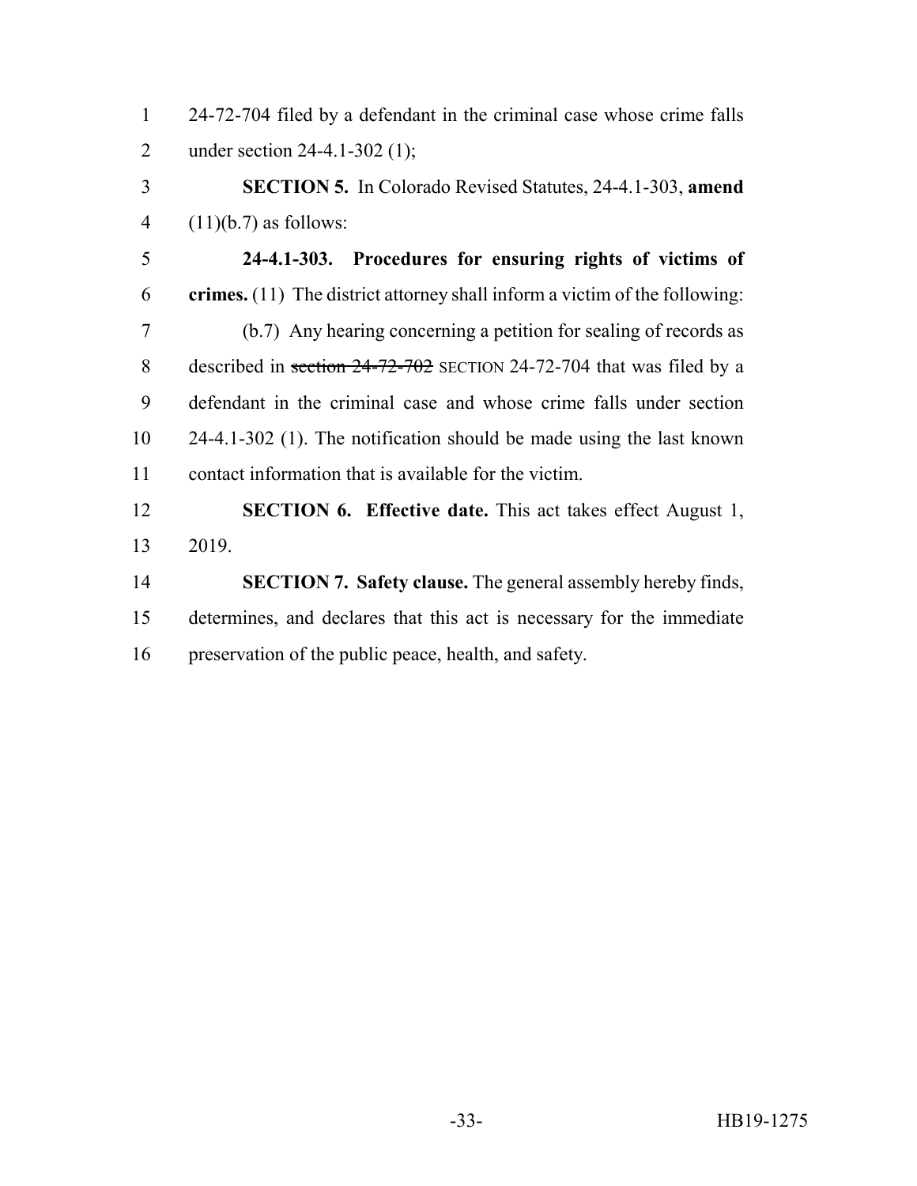24-72-704 filed by a defendant in the criminal case whose crime falls under section 24-4.1-302 (1);

**SECTION 5.** In Colorado Revised Statutes, 24-4.1-303, **amend** (11)(b.7) as follows:

**24-4.1-303. Procedures for ensuring rights of victims of crimes.** (11) The district attorney shall inform a victim of the following:

(b.7) Any hearing concerning a petition for sealing of records as described in ~~section 24-72-702~~ SECTION 24-72-704 that was filed by a defendant in the criminal case and whose crime falls under section 24-4.1-302 (1). The notification should be made using the last known contact information that is available for the victim.

**SECTION 6. Effective date.** This act takes effect August 1, 2019.

**SECTION 7. Safety clause.** The general assembly hereby finds, determines, and declares that this act is necessary for the immediate preservation of the public peace, health, and safety.